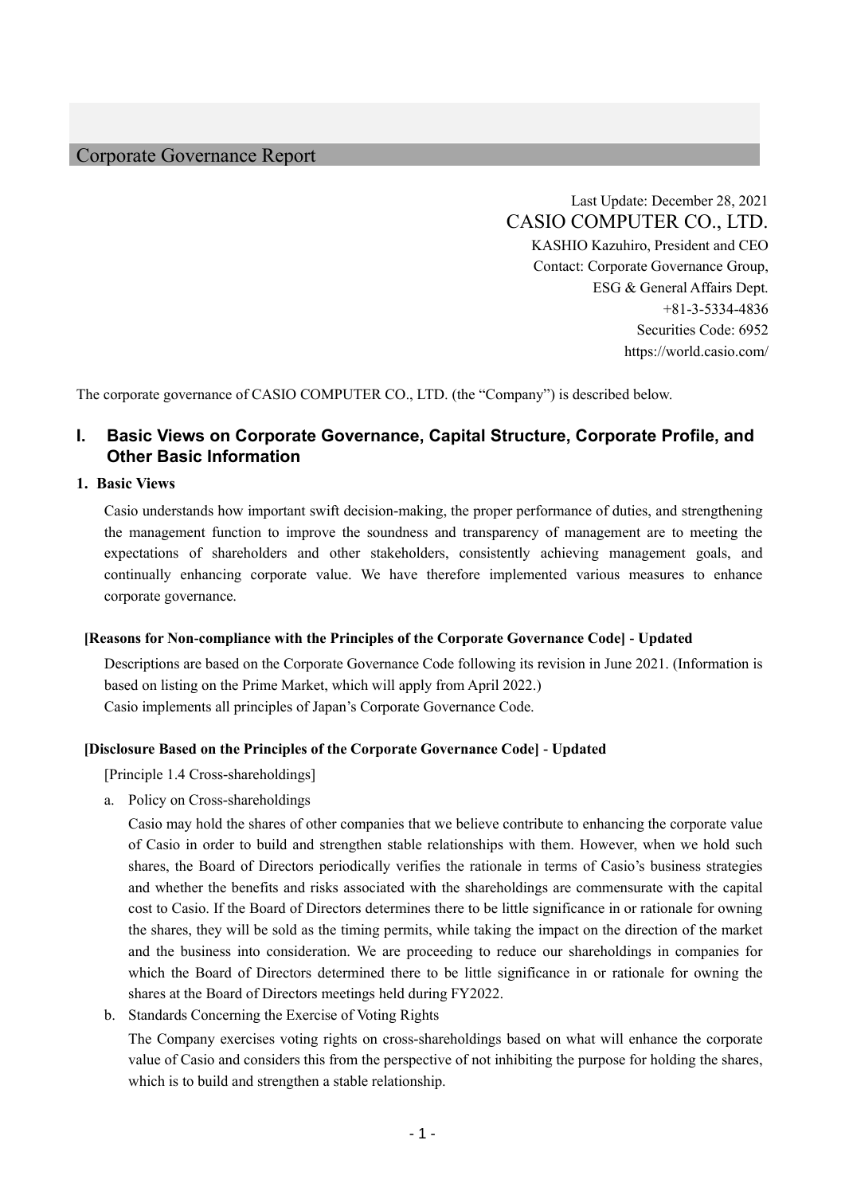# Corporate Governance Report

Last Update: December 28, 2021

CASIO COMPUTER CO., LTD.

KASHIO Kazuhiro, President and CEO

Contact: Corporate Governance Group,
ESG & General Affairs Dept.

+81-3-5334-4836

Securities Code: 6952

https://world.casio.com/

The corporate governance of CASIO COMPUTER CO., LTD. (the "Company") is described below.

## I. Basic Views on Corporate Governance, Capital Structure, Corporate Profile, and Other Basic Information

### 1. Basic Views

Casio understands how important swift decision-making, the proper performance of duties, and strengthening the management function to improve the soundness and transparency of management are to meeting the expectations of shareholders and other stakeholders, consistently achieving management goals, and continually enhancing corporate value. We have therefore implemented various measures to enhance corporate governance.

**[Reasons for Non-compliance with the Principles of the Corporate Governance Code] - Updated**

Descriptions are based on the Corporate Governance Code following its revision in June 2021. (Information is based on listing on the Prime Market, which will apply from April 2022.)

Casio implements all principles of Japan's Corporate Governance Code.

**[Disclosure Based on the Principles of the Corporate Governance Code] - Updated**

[Principle 1.4 Cross-shareholdings]

a. Policy on Cross-shareholdings

Casio may hold the shares of other companies that we believe contribute to enhancing the corporate value of Casio in order to build and strengthen stable relationships with them. However, when we hold such shares, the Board of Directors periodically verifies the rationale in terms of Casio's business strategies and whether the benefits and risks associated with the shareholdings are commensurate with the capital cost to Casio. If the Board of Directors determines there to be little significance in or rationale for owning the shares, they will be sold as the timing permits, while taking the impact on the direction of the market and the business into consideration. We are proceeding to reduce our shareholdings in companies for which the Board of Directors determined there to be little significance in or rationale for owning the shares at the Board of Directors meetings held during FY2022.

b. Standards Concerning the Exercise of Voting Rights

The Company exercises voting rights on cross-shareholdings based on what will enhance the corporate value of Casio and considers this from the perspective of not inhibiting the purpose for holding the shares, which is to build and strengthen a stable relationship.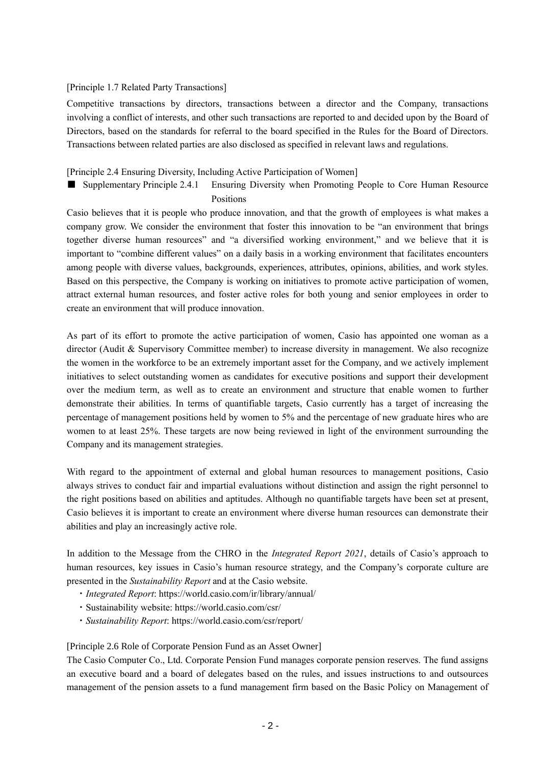[Principle 1.7 Related Party Transactions]

Competitive transactions by directors, transactions between a director and the Company, transactions involving a conflict of interests, and other such transactions are reported to and decided upon by the Board of Directors, based on the standards for referral to the board specified in the Rules for the Board of Directors. Transactions between related parties are also disclosed as specified in relevant laws and regulations.

[Principle 2.4 Ensuring Diversity, Including Active Participation of Women]

■ Supplementary Principle 2.4.1 Ensuring Diversity when Promoting People to Core Human Resource Positions

Casio believes that it is people who produce innovation, and that the growth of employees is what makes a company grow. We consider the environment that foster this innovation to be “an environment that brings together diverse human resources” and “a diversified working environment,” and we believe that it is important to “combine different values” on a daily basis in a working environment that facilitates encounters among people with diverse values, backgrounds, experiences, attributes, opinions, abilities, and work styles. Based on this perspective, the Company is working on initiatives to promote active participation of women, attract external human resources, and foster active roles for both young and senior employees in order to create an environment that will produce innovation.

As part of its effort to promote the active participation of women, Casio has appointed one woman as a director (Audit & Supervisory Committee member) to increase diversity in management. We also recognize the women in the workforce to be an extremely important asset for the Company, and we actively implement initiatives to select outstanding women as candidates for executive positions and support their development over the medium term, as well as to create an environment and structure that enable women to further demonstrate their abilities. In terms of quantifiable targets, Casio currently has a target of increasing the percentage of management positions held by women to 5% and the percentage of new graduate hires who are women to at least 25%. These targets are now being reviewed in light of the environment surrounding the Company and its management strategies.

With regard to the appointment of external and global human resources to management positions, Casio always strives to conduct fair and impartial evaluations without distinction and assign the right personnel to the right positions based on abilities and aptitudes. Although no quantifiable targets have been set at present, Casio believes it is important to create an environment where diverse human resources can demonstrate their abilities and play an increasingly active role.

In addition to the Message from the CHRO in the *Integrated Report 2021*, details of Casio’s approach to human resources, key issues in Casio’s human resource strategy, and the Company’s corporate culture are presented in the *Sustainability Report* and at the Casio website.

- *Integrated Report*: https://world.casio.com/ir/library/annual/
- Sustainability website: https://world.casio.com/csr/
- *Sustainability Report*: https://world.casio.com/csr/report/

[Principle 2.6 Role of Corporate Pension Fund as an Asset Owner]

The Casio Computer Co., Ltd. Corporate Pension Fund manages corporate pension reserves. The fund assigns an executive board and a board of delegates based on the rules, and issues instructions to and outsources management of the pension assets to a fund management firm based on the Basic Policy on Management of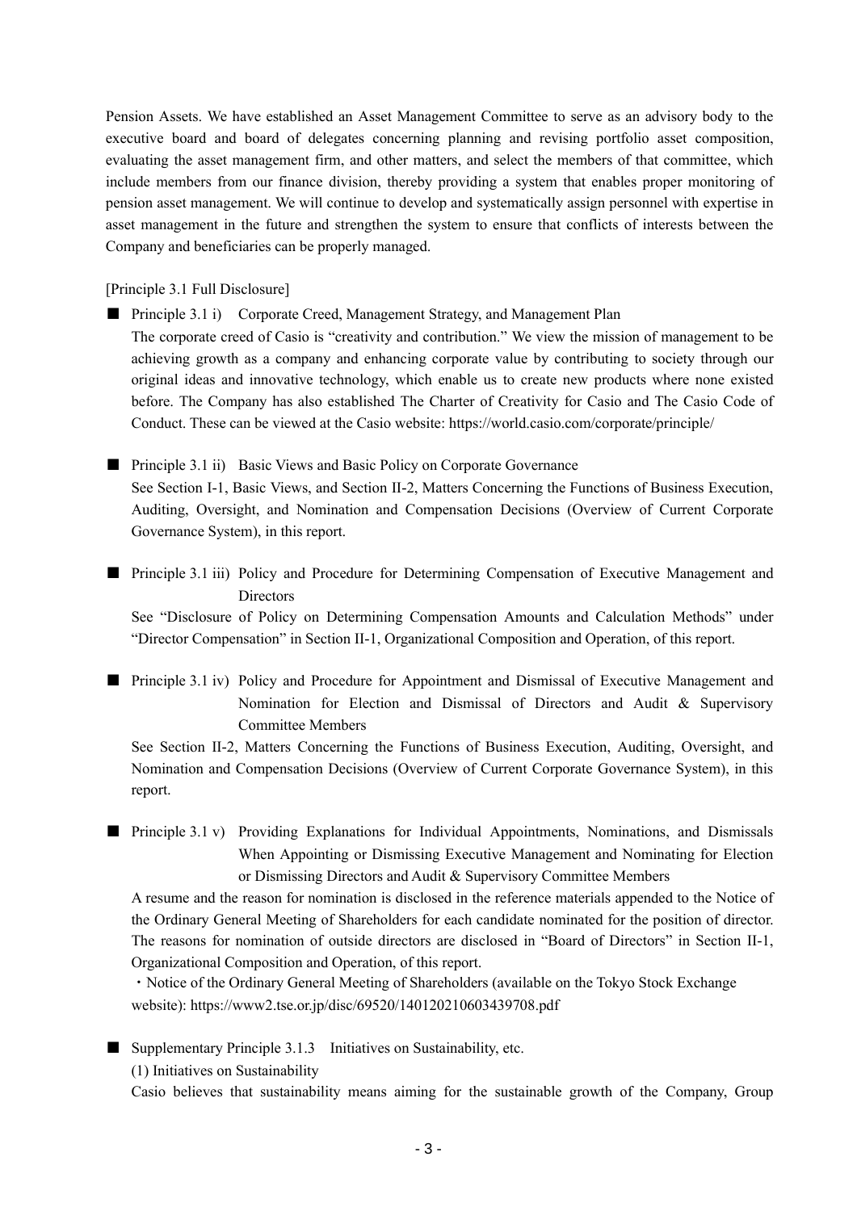Pension Assets. We have established an Asset Management Committee to serve as an advisory body to the executive board and board of delegates concerning planning and revising portfolio asset composition, evaluating the asset management firm, and other matters, and select the members of that committee, which include members from our finance division, thereby providing a system that enables proper monitoring of pension asset management. We will continue to develop and systematically assign personnel with expertise in asset management in the future and strengthen the system to ensure that conflicts of interests between the Company and beneficiaries can be properly managed.

[Principle 3.1 Full Disclosure]

■ Principle 3.1 i) Corporate Creed, Management Strategy, and Management Plan

The corporate creed of Casio is "creativity and contribution." We view the mission of management to be achieving growth as a company and enhancing corporate value by contributing to society through our original ideas and innovative technology, which enable us to create new products where none existed before. The Company has also established The Charter of Creativity for Casio and The Casio Code of Conduct. These can be viewed at the Casio website: https://world.casio.com/corporate/principle/

■ Principle 3.1 ii) Basic Views and Basic Policy on Corporate Governance

See Section I-1, Basic Views, and Section II-2, Matters Concerning the Functions of Business Execution, Auditing, Oversight, and Nomination and Compensation Decisions (Overview of Current Corporate Governance System), in this report.

■ Principle 3.1 iii) Policy and Procedure for Determining Compensation of Executive Management and Directors

See "Disclosure of Policy on Determining Compensation Amounts and Calculation Methods" under "Director Compensation" in Section II-1, Organizational Composition and Operation, of this report.

■ Principle 3.1 iv) Policy and Procedure for Appointment and Dismissal of Executive Management and Nomination for Election and Dismissal of Directors and Audit & Supervisory Committee Members

See Section II-2, Matters Concerning the Functions of Business Execution, Auditing, Oversight, and Nomination and Compensation Decisions (Overview of Current Corporate Governance System), in this report.

■ Principle 3.1 v) Providing Explanations for Individual Appointments, Nominations, and Dismissals When Appointing or Dismissing Executive Management and Nominating for Election or Dismissing Directors and Audit & Supervisory Committee Members

A resume and the reason for nomination is disclosed in the reference materials appended to the Notice of the Ordinary General Meeting of Shareholders for each candidate nominated for the position of director. The reasons for nomination of outside directors are disclosed in "Board of Directors" in Section II-1, Organizational Composition and Operation, of this report.

・Notice of the Ordinary General Meeting of Shareholders (available on the Tokyo Stock Exchange website): https://www2.tse.or.jp/disc/69520/140120210603439708.pdf

■ Supplementary Principle 3.1.3 Initiatives on Sustainability, etc.

(1) Initiatives on Sustainability

Casio believes that sustainability means aiming for the sustainable growth of the Company, Group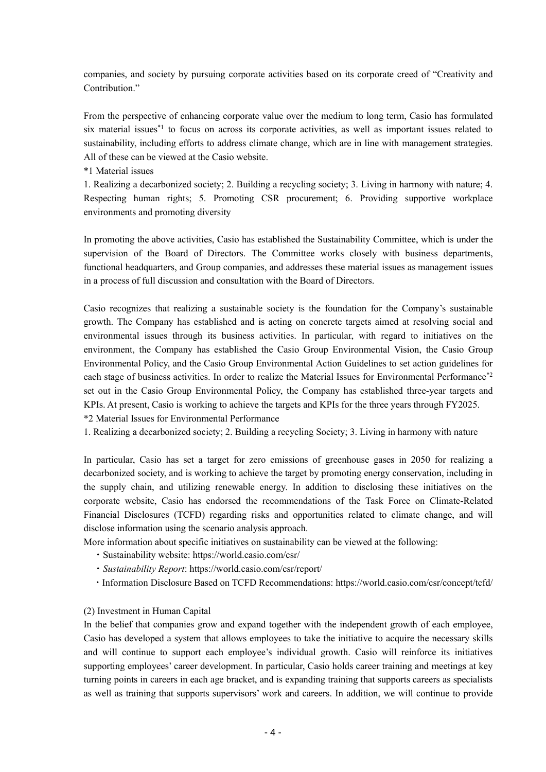companies, and society by pursuing corporate activities based on its corporate creed of "Creativity and Contribution."

From the perspective of enhancing corporate value over the medium to long term, Casio has formulated six material issues[*1] to focus on across its corporate activities, as well as important issues related to sustainability, including efforts to address climate change, which are in line with management strategies. All of these can be viewed at the Casio website.

*1 Material issues

1. Realizing a decarbonized society; 2. Building a recycling society; 3. Living in harmony with nature; 4. Respecting human rights; 5. Promoting CSR procurement; 6. Providing supportive workplace environments and promoting diversity

In promoting the above activities, Casio has established the Sustainability Committee, which is under the supervision of the Board of Directors. The Committee works closely with business departments, functional headquarters, and Group companies, and addresses these material issues as management issues in a process of full discussion and consultation with the Board of Directors.

Casio recognizes that realizing a sustainable society is the foundation for the Company's sustainable growth. The Company has established and is acting on concrete targets aimed at resolving social and environmental issues through its business activities. In particular, with regard to initiatives on the environment, the Company has established the Casio Group Environmental Vision, the Casio Group Environmental Policy, and the Casio Group Environmental Action Guidelines to set action guidelines for each stage of business activities. In order to realize the Material Issues for Environmental Performance[*2] set out in the Casio Group Environmental Policy, the Company has established three-year targets and KPIs. At present, Casio is working to achieve the targets and KPIs for the three years through FY2025.

*2 Material Issues for Environmental Performance

1. Realizing a decarbonized society; 2. Building a recycling Society; 3. Living in harmony with nature

In particular, Casio has set a target for zero emissions of greenhouse gases in 2050 for realizing a decarbonized society, and is working to achieve the target by promoting energy conservation, including in the supply chain, and utilizing renewable energy. In addition to disclosing these initiatives on the corporate website, Casio has endorsed the recommendations of the Task Force on Climate-Related Financial Disclosures (TCFD) regarding risks and opportunities related to climate change, and will disclose information using the scenario analysis approach.

More information about specific initiatives on sustainability can be viewed at the following:

・Sustainability website: https://world.casio.com/csr/

・*Sustainability Report*: https://world.casio.com/csr/report/

・Information Disclosure Based on TCFD Recommendations: https://world.casio.com/csr/concept/tcfd/

(2) Investment in Human Capital

In the belief that companies grow and expand together with the independent growth of each employee, Casio has developed a system that allows employees to take the initiative to acquire the necessary skills and will continue to support each employee's individual growth. Casio will reinforce its initiatives supporting employees' career development. In particular, Casio holds career training and meetings at key turning points in careers in each age bracket, and is expanding training that supports careers as specialists as well as training that supports supervisors' work and careers. In addition, we will continue to provide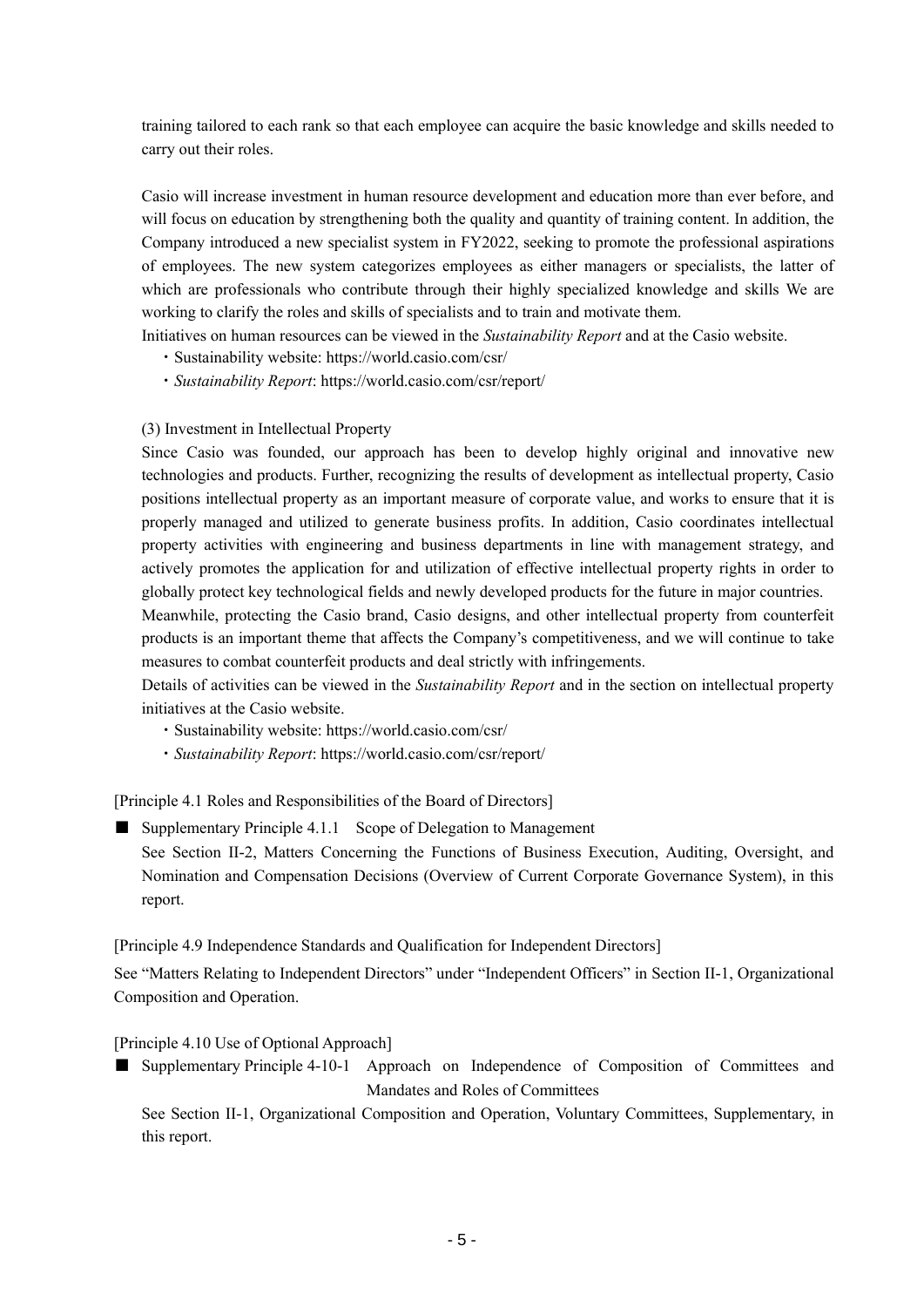training tailored to each rank so that each employee can acquire the basic knowledge and skills needed to carry out their roles.

Casio will increase investment in human resource development and education more than ever before, and will focus on education by strengthening both the quality and quantity of training content. In addition, the Company introduced a new specialist system in FY2022, seeking to promote the professional aspirations of employees. The new system categorizes employees as either managers or specialists, the latter of which are professionals who contribute through their highly specialized knowledge and skills We are working to clarify the roles and skills of specialists and to train and motivate them.

Initiatives on human resources can be viewed in the *Sustainability Report* and at the Casio website.

・Sustainability website: https://world.casio.com/csr/
・*Sustainability Report*: https://world.casio.com/csr/report/

(3) Investment in Intellectual Property

Since Casio was founded, our approach has been to develop highly original and innovative new technologies and products. Further, recognizing the results of development as intellectual property, Casio positions intellectual property as an important measure of corporate value, and works to ensure that it is properly managed and utilized to generate business profits. In addition, Casio coordinates intellectual property activities with engineering and business departments in line with management strategy, and actively promotes the application for and utilization of effective intellectual property rights in order to globally protect key technological fields and newly developed products for the future in major countries.

Meanwhile, protecting the Casio brand, Casio designs, and other intellectual property from counterfeit products is an important theme that affects the Company's competitiveness, and we will continue to take measures to combat counterfeit products and deal strictly with infringements.

Details of activities can be viewed in the *Sustainability Report* and in the section on intellectual property initiatives at the Casio website.

・Sustainability website: https://world.casio.com/csr/
・*Sustainability Report*: https://world.casio.com/csr/report/

[Principle 4.1 Roles and Responsibilities of the Board of Directors]

■ Supplementary Principle 4.1.1 Scope of Delegation to Management

See Section II-2, Matters Concerning the Functions of Business Execution, Auditing, Oversight, and Nomination and Compensation Decisions (Overview of Current Corporate Governance System), in this report.

[Principle 4.9 Independence Standards and Qualification for Independent Directors]

See "Matters Relating to Independent Directors" under "Independent Officers" in Section II-1, Organizational Composition and Operation.

[Principle 4.10 Use of Optional Approach]

■ Supplementary Principle 4-10-1 Approach on Independence of Composition of Committees and Mandates and Roles of Committees

See Section II-1, Organizational Composition and Operation, Voluntary Committees, Supplementary, in this report.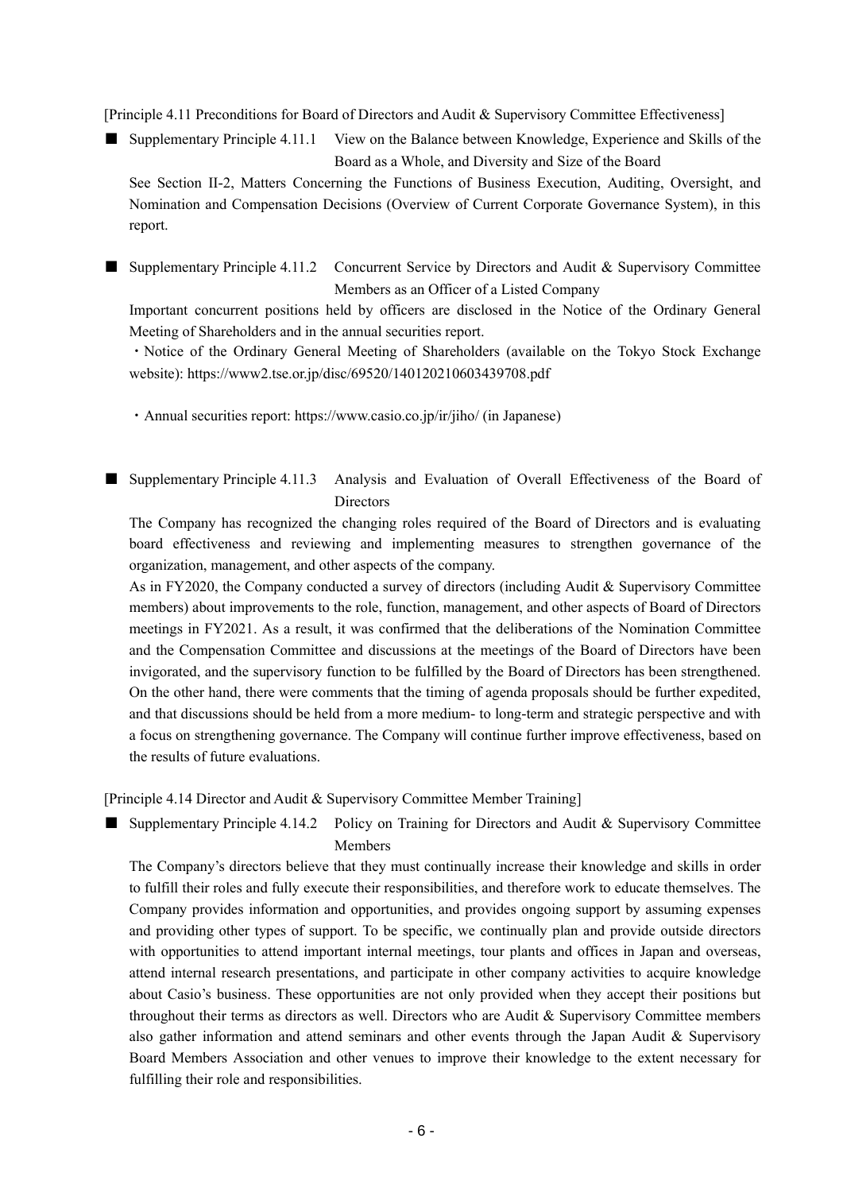[Principle 4.11 Preconditions for Board of Directors and Audit & Supervisory Committee Effectiveness]

■ Supplementary Principle 4.11.1 View on the Balance between Knowledge, Experience and Skills of the Board as a Whole, and Diversity and Size of the Board

See Section II-2, Matters Concerning the Functions of Business Execution, Auditing, Oversight, and Nomination and Compensation Decisions (Overview of Current Corporate Governance System), in this report.

■ Supplementary Principle 4.11.2 Concurrent Service by Directors and Audit & Supervisory Committee Members as an Officer of a Listed Company

Important concurrent positions held by officers are disclosed in the Notice of the Ordinary General Meeting of Shareholders and in the annual securities report.

・Notice of the Ordinary General Meeting of Shareholders (available on the Tokyo Stock Exchange website): https://www2.tse.or.jp/disc/69520/140120210603439708.pdf

・Annual securities report: https://www.casio.co.jp/ir/jiho/ (in Japanese)

■ Supplementary Principle 4.11.3 Analysis and Evaluation of Overall Effectiveness of the Board of Directors

The Company has recognized the changing roles required of the Board of Directors and is evaluating board effectiveness and reviewing and implementing measures to strengthen governance of the organization, management, and other aspects of the company.

As in FY2020, the Company conducted a survey of directors (including Audit & Supervisory Committee members) about improvements to the role, function, management, and other aspects of Board of Directors meetings in FY2021. As a result, it was confirmed that the deliberations of the Nomination Committee and the Compensation Committee and discussions at the meetings of the Board of Directors have been invigorated, and the supervisory function to be fulfilled by the Board of Directors has been strengthened. On the other hand, there were comments that the timing of agenda proposals should be further expedited, and that discussions should be held from a more medium- to long-term and strategic perspective and with a focus on strengthening governance. The Company will continue further improve effectiveness, based on the results of future evaluations.

[Principle 4.14 Director and Audit & Supervisory Committee Member Training]

■ Supplementary Principle 4.14.2 Policy on Training for Directors and Audit & Supervisory Committee Members

The Company's directors believe that they must continually increase their knowledge and skills in order to fulfill their roles and fully execute their responsibilities, and therefore work to educate themselves. The Company provides information and opportunities, and provides ongoing support by assuming expenses and providing other types of support. To be specific, we continually plan and provide outside directors with opportunities to attend important internal meetings, tour plants and offices in Japan and overseas, attend internal research presentations, and participate in other company activities to acquire knowledge about Casio's business. These opportunities are not only provided when they accept their positions but throughout their terms as directors as well. Directors who are Audit & Supervisory Committee members also gather information and attend seminars and other events through the Japan Audit & Supervisory Board Members Association and other venues to improve their knowledge to the extent necessary for fulfilling their role and responsibilities.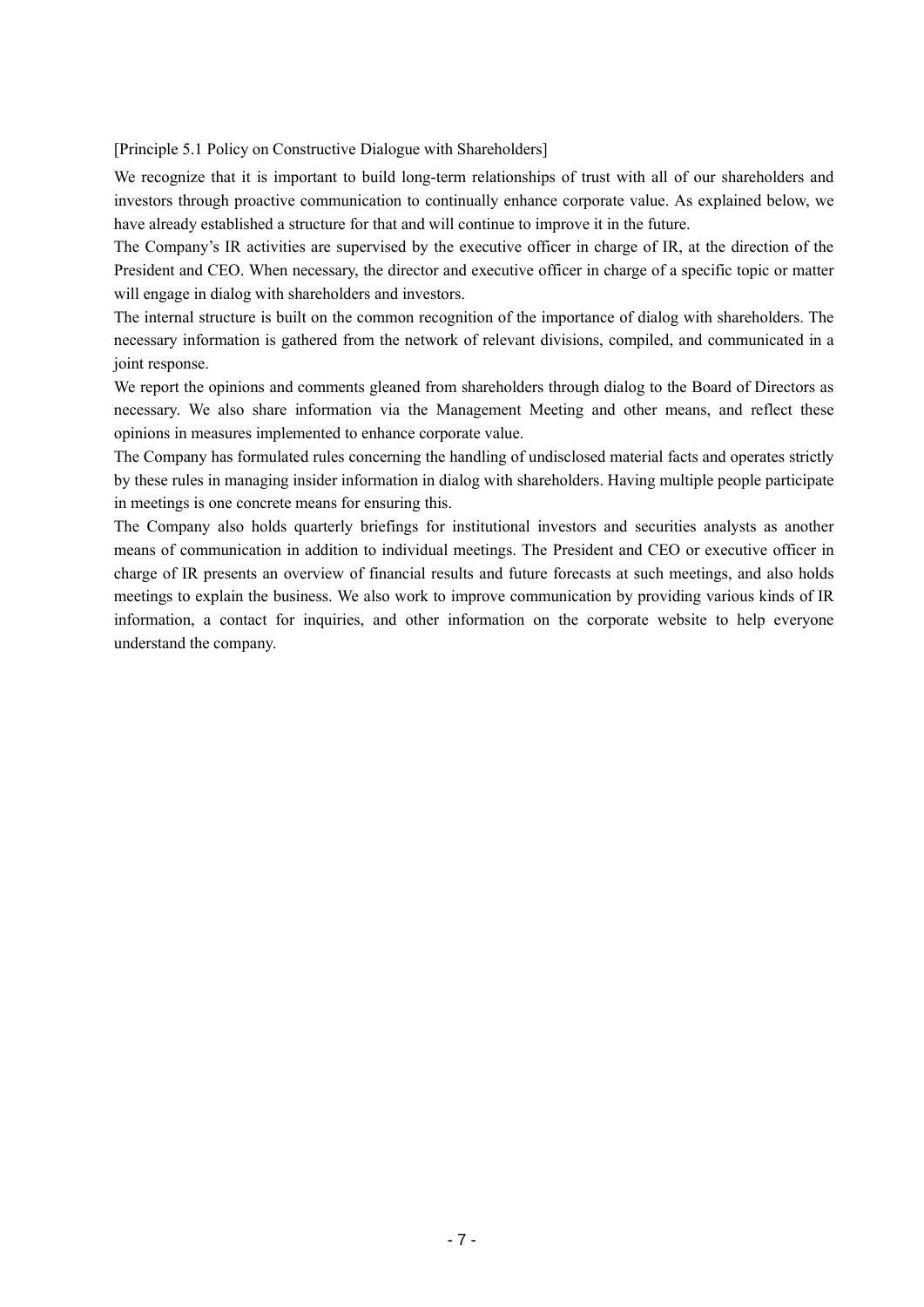[Principle 5.1 Policy on Constructive Dialogue with Shareholders]

We recognize that it is important to build long-term relationships of trust with all of our shareholders and investors through proactive communication to continually enhance corporate value. As explained below, we have already established a structure for that and will continue to improve it in the future.

The Company's IR activities are supervised by the executive officer in charge of IR, at the direction of the President and CEO. When necessary, the director and executive officer in charge of a specific topic or matter will engage in dialog with shareholders and investors.

The internal structure is built on the common recognition of the importance of dialog with shareholders. The necessary information is gathered from the network of relevant divisions, compiled, and communicated in a joint response.

We report the opinions and comments gleaned from shareholders through dialog to the Board of Directors as necessary. We also share information via the Management Meeting and other means, and reflect these opinions in measures implemented to enhance corporate value.

The Company has formulated rules concerning the handling of undisclosed material facts and operates strictly by these rules in managing insider information in dialog with shareholders. Having multiple people participate in meetings is one concrete means for ensuring this.

The Company also holds quarterly briefings for institutional investors and securities analysts as another means of communication in addition to individual meetings. The President and CEO or executive officer in charge of IR presents an overview of financial results and future forecasts at such meetings, and also holds meetings to explain the business. We also work to improve communication by providing various kinds of IR information, a contact for inquiries, and other information on the corporate website to help everyone understand the company.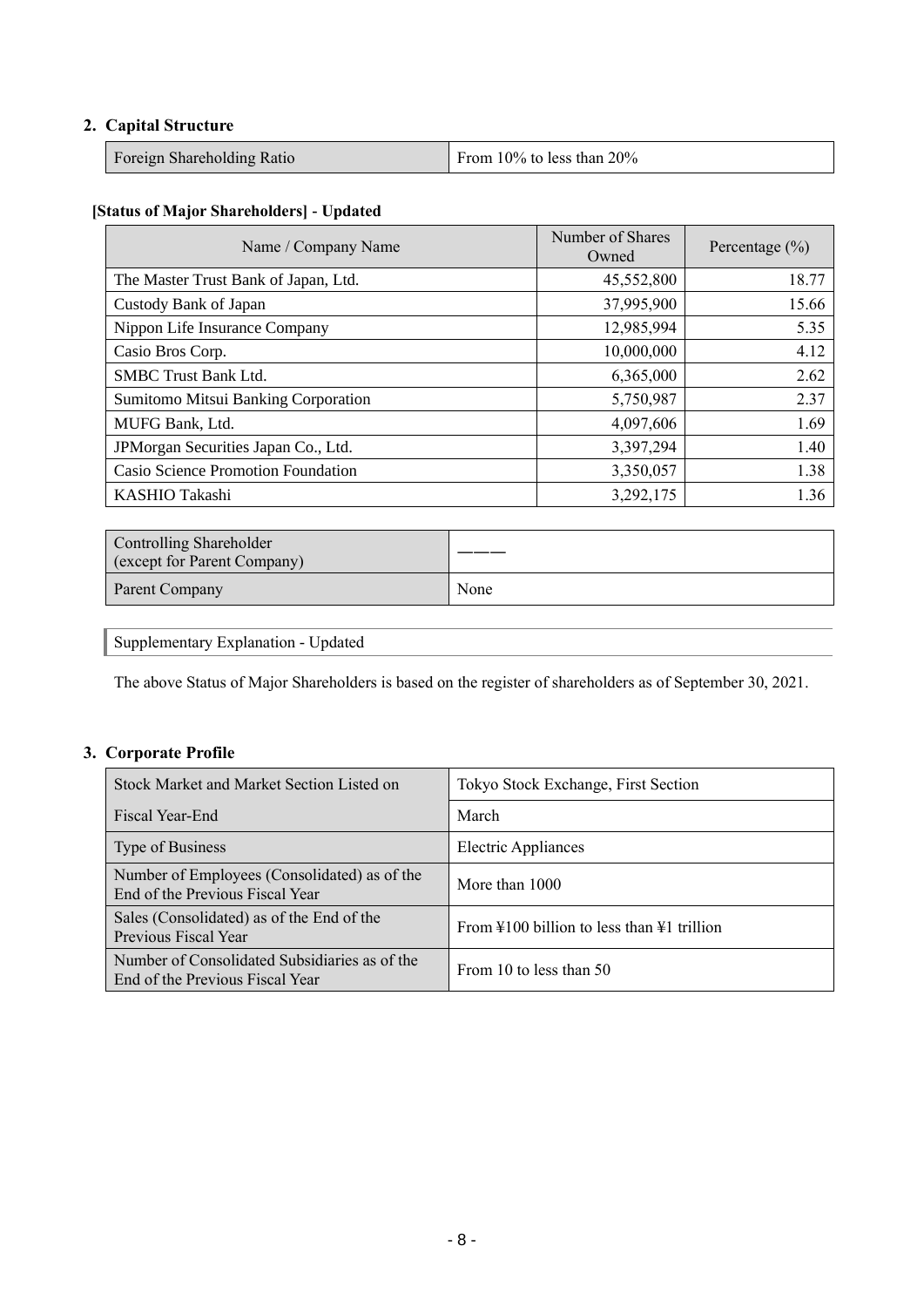## 2. Capital Structure

| Foreign Shareholding Ratio | From 10% to less than 20% |
|---|---|

**[Status of Major Shareholders] - Updated**

| Name / Company Name | Number of Shares Owned | Percentage (%) |
|---|---|---|
| The Master Trust Bank of Japan, Ltd. | 45,552,800 | 18.77 |
| Custody Bank of Japan | 37,995,900 | 15.66 |
| Nippon Life Insurance Company | 12,985,994 | 5.35 |
| Casio Bros Corp. | 10,000,000 | 4.12 |
| SMBC Trust Bank Ltd. | 6,365,000 | 2.62 |
| Sumitomo Mitsui Banking Corporation | 5,750,987 | 2.37 |
| MUFG Bank, Ltd. | 4,097,606 | 1.69 |
| JPMorgan Securities Japan Co., Ltd. | 3,397,294 | 1.40 |
| Casio Science Promotion Foundation | 3,350,057 | 1.38 |
| KASHIO Takashi | 3,292,175 | 1.36 |

| Controlling Shareholder (except for Parent Company) | ――― |
|---|---|
| Parent Company | None |

Supplementary Explanation - Updated

The above Status of Major Shareholders is based on the register of shareholders as of September 30, 2021.

## 3. Corporate Profile

| Stock Market and Market Section Listed on | Tokyo Stock Exchange, First Section |
|---|---|
| Fiscal Year-End | March |
| Type of Business | Electric Appliances |
| Number of Employees (Consolidated) as of the End of the Previous Fiscal Year | More than 1000 |
| Sales (Consolidated) as of the End of the Previous Fiscal Year | From ¥100 billion to less than ¥1 trillion |
| Number of Consolidated Subsidiaries as of the End of the Previous Fiscal Year | From 10 to less than 50 |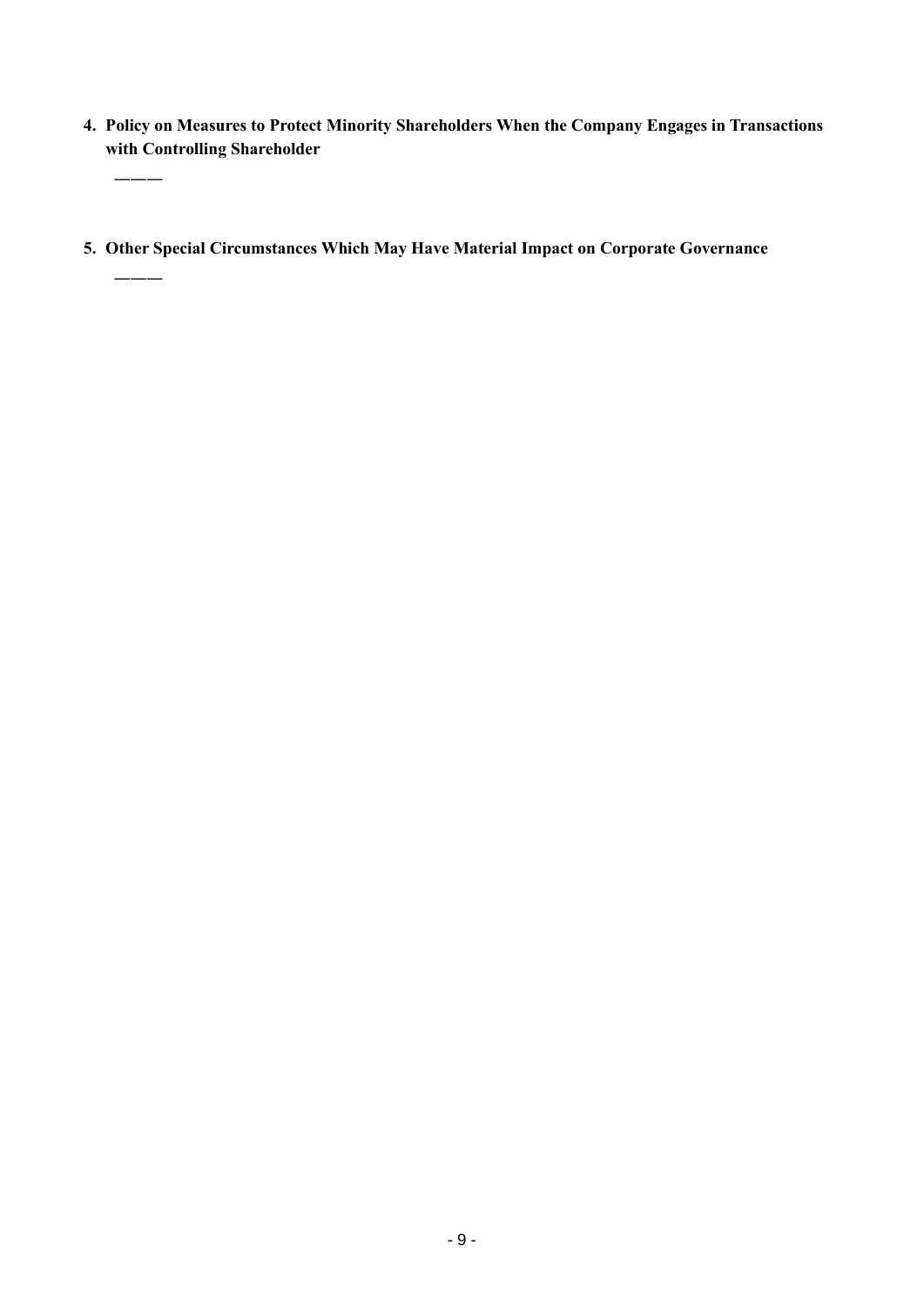**4. Policy on Measures to Protect Minority Shareholders When the Company Engages in Transactions with Controlling Shareholder**

———

**5. Other Special Circumstances Which May Have Material Impact on Corporate Governance**

———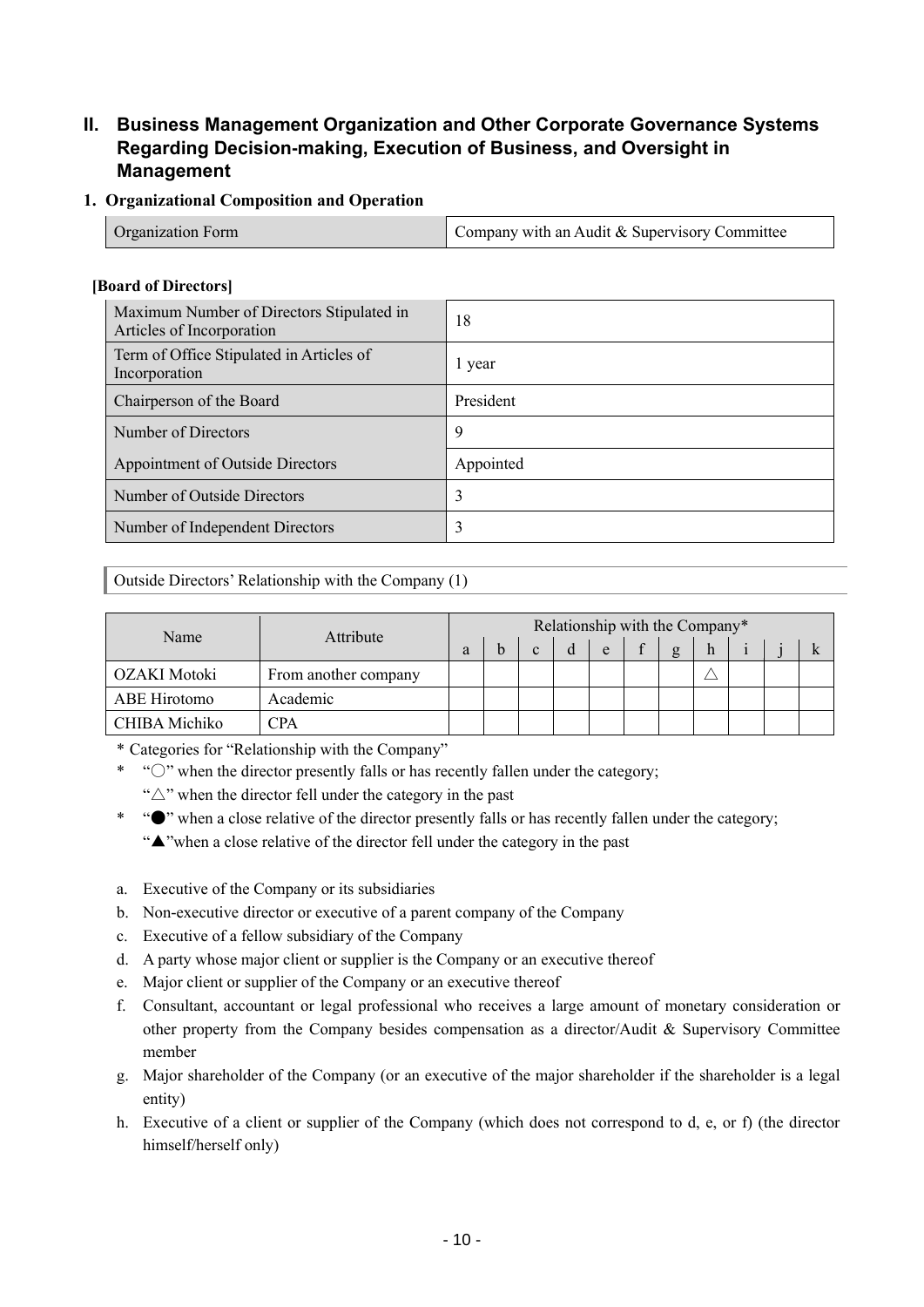## II. Business Management Organization and Other Corporate Governance Systems Regarding Decision-making, Execution of Business, and Oversight in Management

### 1. Organizational Composition and Operation

| Organization Form | Company with an Audit & Supervisory Committee |
|---|---|

**[Board of Directors]**

| Maximum Number of Directors Stipulated in Articles of Incorporation | 18 |
|---|---|
| Term of Office Stipulated in Articles of Incorporation | 1 year |
| Chairperson of the Board | President |
| Number of Directors | 9 |
| Appointment of Outside Directors | Appointed |
| Number of Outside Directors | 3 |
| Number of Independent Directors | 3 |

Outside Directors' Relationship with the Company (1)

| Name | Attribute | Relationship with the Company* | | | | | | | | | | |
|---|---|---|---|---|---|---|---|---|---|---|---|---|
| | | a | b | c | d | e | f | g | h | i | j | k |
| OZAKI Motoki | From another company | | | | | | | | △ | | | |
| ABE Hirotomo | Academic | | | | | | | | | | | |
| CHIBA Michiko | CPA | | | | | | | | | | | |

\* Categories for "Relationship with the Company"

\* "○" when the director presently falls or has recently fallen under the category;
"△" when the director fell under the category in the past

\* "●" when a close relative of the director presently falls or has recently fallen under the category;
"▲"when a close relative of the director fell under the category in the past

a. Executive of the Company or its subsidiaries
b. Non-executive director or executive of a parent company of the Company
c. Executive of a fellow subsidiary of the Company
d. A party whose major client or supplier is the Company or an executive thereof
e. Major client or supplier of the Company or an executive thereof
f. Consultant, accountant or legal professional who receives a large amount of monetary consideration or other property from the Company besides compensation as a director/Audit & Supervisory Committee member
g. Major shareholder of the Company (or an executive of the major shareholder if the shareholder is a legal entity)
h. Executive of a client or supplier of the Company (which does not correspond to d, e, or f) (the director himself/herself only)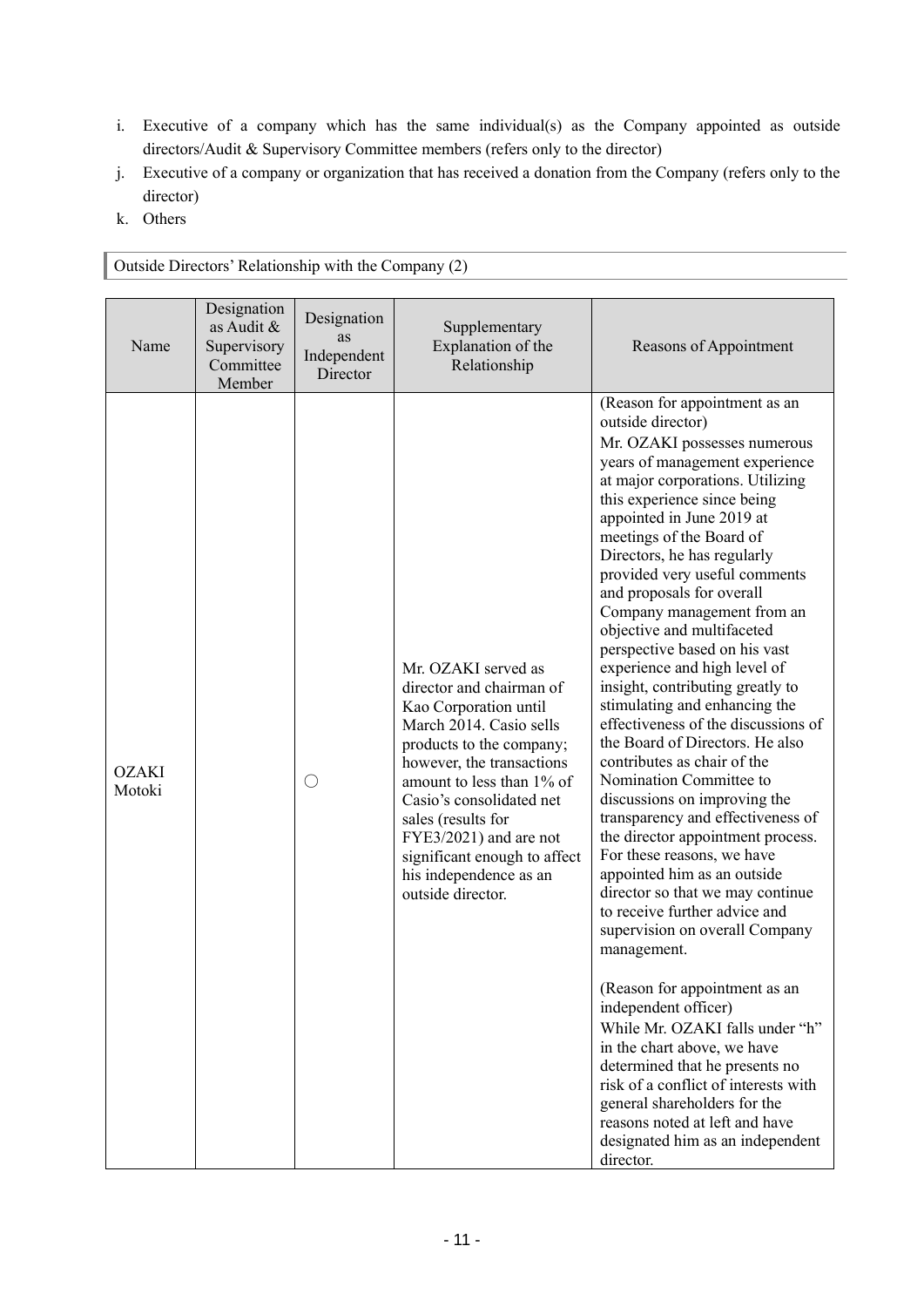i. Executive of a company which has the same individual(s) as the Company appointed as outside directors/Audit & Supervisory Committee members (refers only to the director)
j. Executive of a company or organization that has received a donation from the Company (refers only to the director)
k. Others

### Outside Directors' Relationship with the Company (2)

| Name | Designation as Audit & Supervisory Committee Member | Designation as Independent Director | Supplementary Explanation of the Relationship | Reasons of Appointment |
|---|---|---|---|---|
| OZAKI Motoki | | ○ | Mr. OZAKI served as director and chairman of Kao Corporation until March 2014. Casio sells products to the company; however, the transactions amount to less than 1% of Casio's consolidated net sales (results for FYE3/2021) and are not significant enough to affect his independence as an outside director. | (Reason for appointment as an outside director)<br>Mr. OZAKI possesses numerous years of management experience at major corporations. Utilizing this experience since being appointed in June 2019 at meetings of the Board of Directors, he has regularly provided very useful comments and proposals for overall Company management from an objective and multifaceted perspective based on his vast experience and high level of insight, contributing greatly to stimulating and enhancing the effectiveness of the discussions of the Board of Directors. He also contributes as chair of the Nomination Committee to discussions on improving the transparency and effectiveness of the director appointment process. For these reasons, we have appointed him as an outside director so that we may continue to receive further advice and supervision on overall Company management.<br><br>(Reason for appointment as an independent officer)<br>While Mr. OZAKI falls under "h" in the chart above, we have determined that he presents no risk of a conflict of interests with general shareholders for the reasons noted at left and have designated him as an independent director. |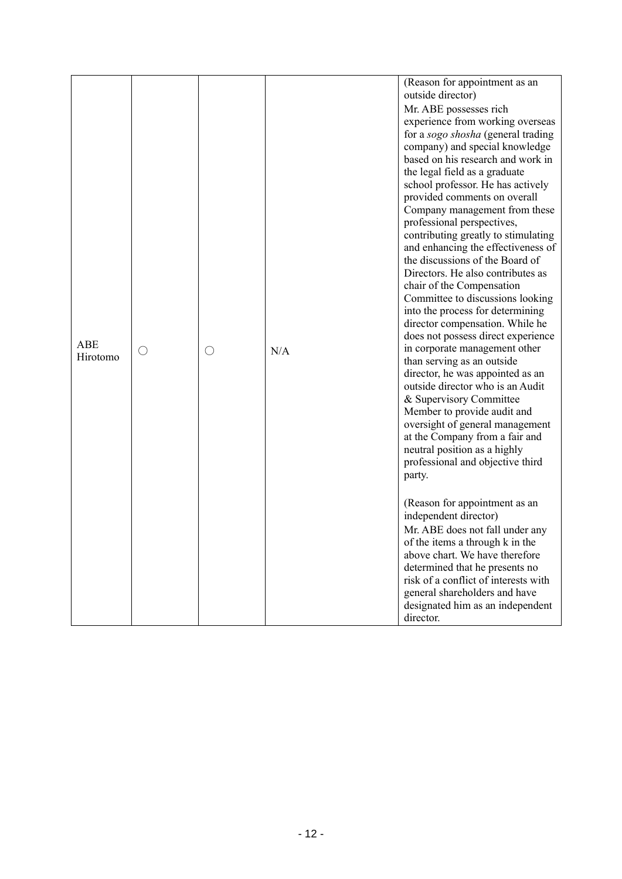| | | | | |
|---|---|---|---|---|
| ABE Hirotomo | ○ | ○ | N/A | (Reason for appointment as an outside director)<br>Mr. ABE possesses rich experience from working overseas for a *sogo shosha* (general trading company) and special knowledge based on his research and work in the legal field as a graduate school professor. He has actively provided comments on overall Company management from these professional perspectives, contributing greatly to stimulating and enhancing the effectiveness of the discussions of the Board of Directors. He also contributes as chair of the Compensation Committee to discussions looking into the process for determining director compensation. While he does not possess direct experience in corporate management other than serving as an outside director, he was appointed as an outside director who is an Audit & Supervisory Committee Member to provide audit and oversight of general management at the Company from a fair and neutral position as a highly professional and objective third party.<br><br>(Reason for appointment as an independent director)<br>Mr. ABE does not fall under any of the items a through k in the above chart. We have therefore determined that he presents no risk of a conflict of interests with general shareholders and have designated him as an independent director. |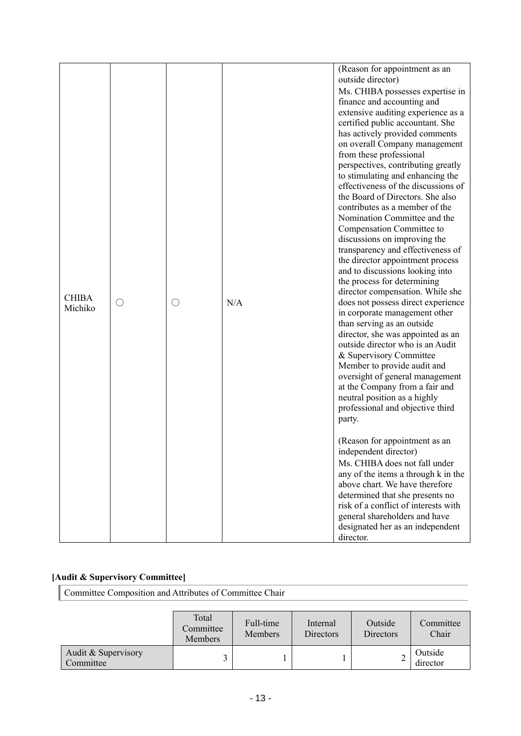| | | | | |
|---|---|---|---|---|
| CHIBA Michiko | ○ | ○ | N/A | (Reason for appointment as an outside director)<br>Ms. CHIBA possesses expertise in finance and accounting and extensive auditing experience as a certified public accountant. She has actively provided comments on overall Company management from these professional perspectives, contributing greatly to stimulating and enhancing the effectiveness of the discussions of the Board of Directors. She also contributes as a member of the Nomination Committee and the Compensation Committee to discussions on improving the transparency and effectiveness of the director appointment process and to discussions looking into the process for determining director compensation. While she does not possess direct experience in corporate management other than serving as an outside director, she was appointed as an outside director who is an Audit & Supervisory Committee Member to provide audit and oversight of general management at the Company from a fair and neutral position as a highly professional and objective third party.<br><br>(Reason for appointment as an independent director)<br>Ms. CHIBA does not fall under any of the items a through k in the above chart. We have therefore determined that she presents no risk of a conflict of interests with general shareholders and have designated her as an independent director. |

**[Audit & Supervisory Committee]**

Committee Composition and Attributes of Committee Chair

| | Total Committee Members | Full-time Members | Internal Directors | Outside Directors | Committee Chair |
|---|---|---|---|---|---|
| Audit & Supervisory Committee | 3 | 1 | 1 | 2 | Outside director |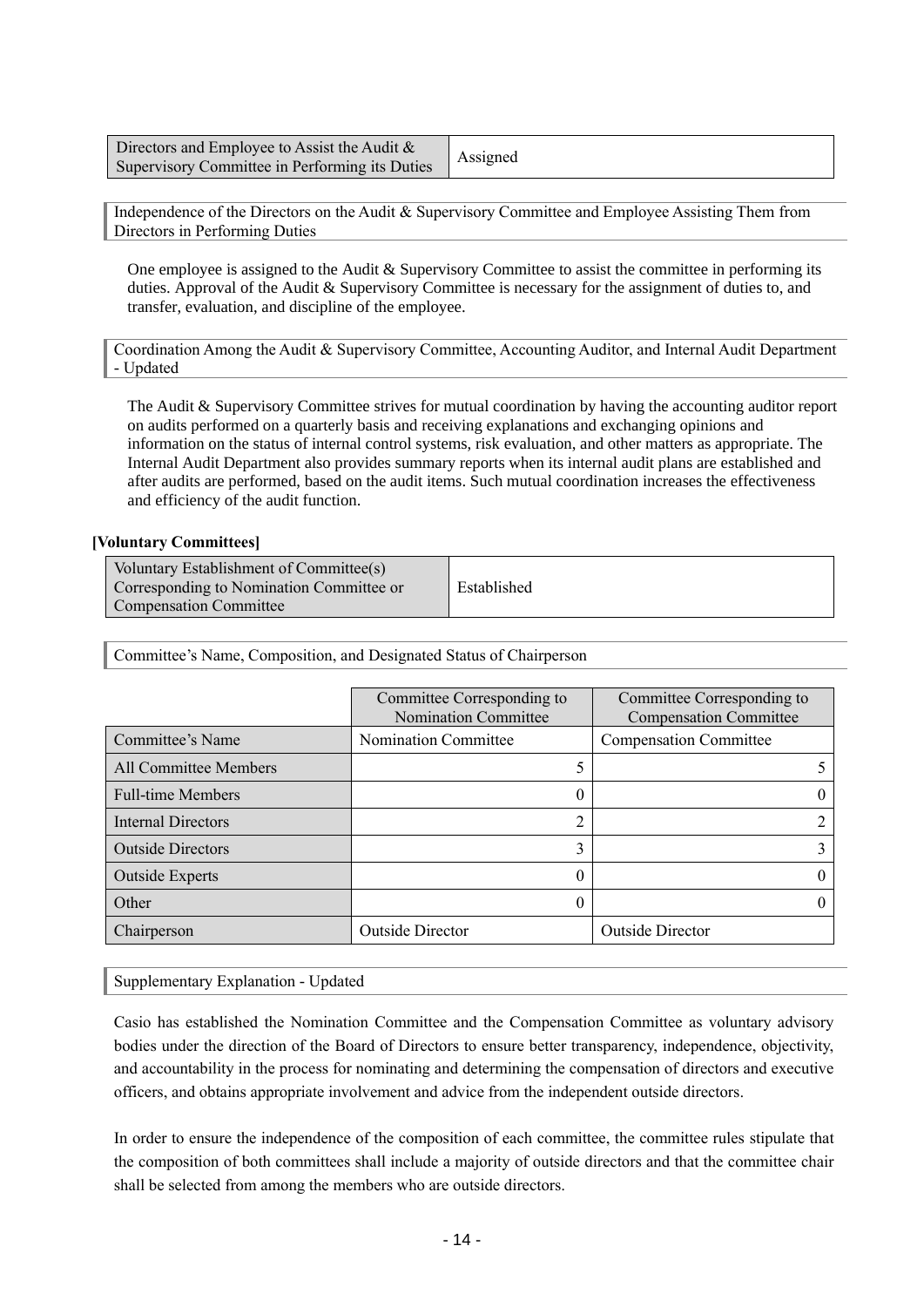| Directors and Employee to Assist the Audit & Supervisory Committee in Performing its Duties | Assigned |
|---|---|

Independence of the Directors on the Audit & Supervisory Committee and Employee Assisting Them from Directors in Performing Duties

One employee is assigned to the Audit & Supervisory Committee to assist the committee in performing its duties. Approval of the Audit & Supervisory Committee is necessary for the assignment of duties to, and transfer, evaluation, and discipline of the employee.

Coordination Among the Audit & Supervisory Committee, Accounting Auditor, and Internal Audit Department - Updated

The Audit & Supervisory Committee strives for mutual coordination by having the accounting auditor report on audits performed on a quarterly basis and receiving explanations and exchanging opinions and information on the status of internal control systems, risk evaluation, and other matters as appropriate. The Internal Audit Department also provides summary reports when its internal audit plans are established and after audits are performed, based on the audit items. Such mutual coordination increases the effectiveness and efficiency of the audit function.

**[Voluntary Committees]**

| Voluntary Establishment of Committee(s) Corresponding to Nomination Committee or Compensation Committee | Established |
|---|---|

Committee's Name, Composition, and Designated Status of Chairperson

| | Committee Corresponding to Nomination Committee | Committee Corresponding to Compensation Committee |
|---|---|---|
| Committee's Name | Nomination Committee | Compensation Committee |
| All Committee Members | 5 | 5 |
| Full-time Members | 0 | 0 |
| Internal Directors | 2 | 2 |
| Outside Directors | 3 | 3 |
| Outside Experts | 0 | 0 |
| Other | 0 | 0 |
| Chairperson | Outside Director | Outside Director |

Supplementary Explanation - Updated

Casio has established the Nomination Committee and the Compensation Committee as voluntary advisory bodies under the direction of the Board of Directors to ensure better transparency, independence, objectivity, and accountability in the process for nominating and determining the compensation of directors and executive officers, and obtains appropriate involvement and advice from the independent outside directors.

In order to ensure the independence of the composition of each committee, the committee rules stipulate that the composition of both committees shall include a majority of outside directors and that the committee chair shall be selected from among the members who are outside directors.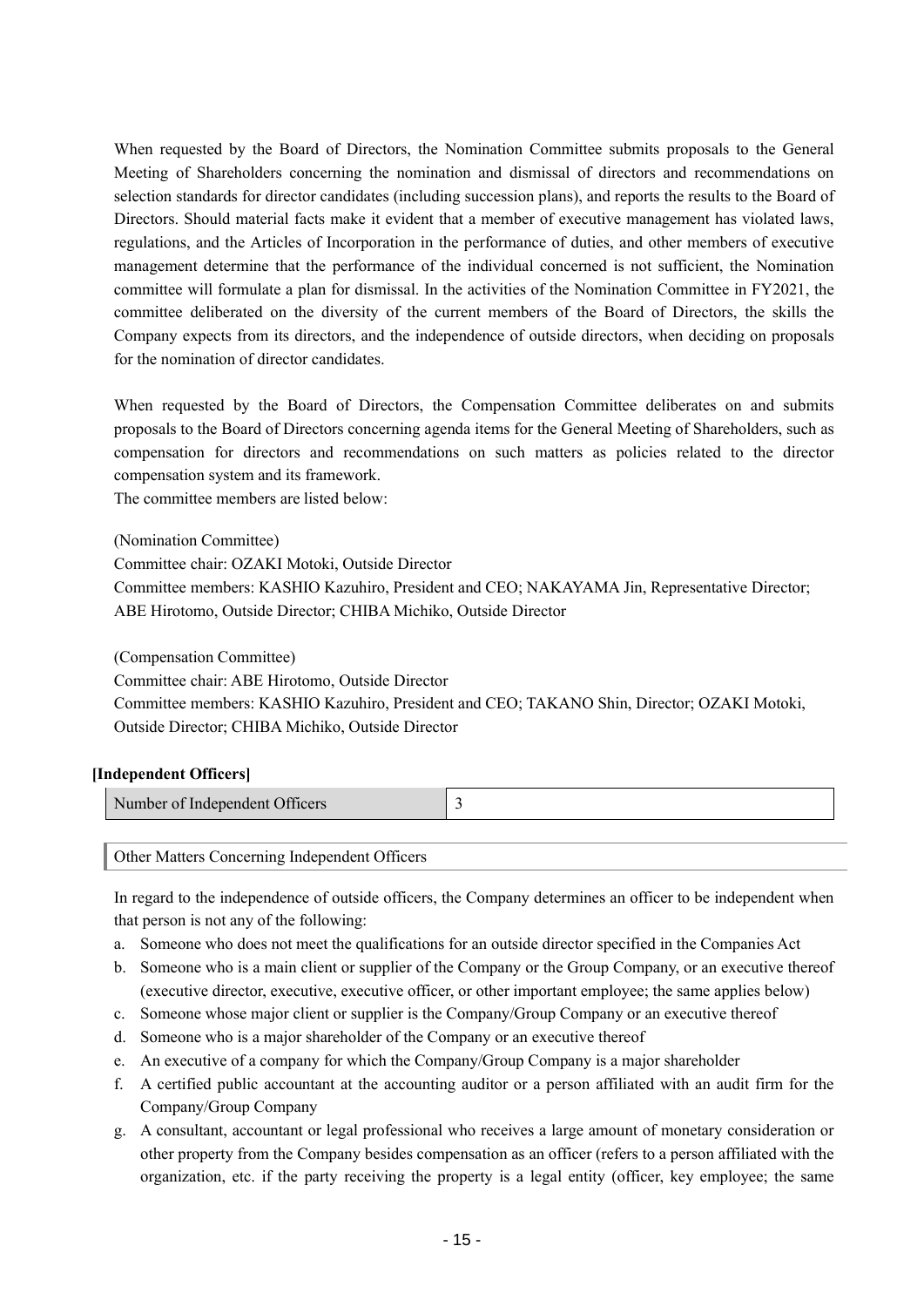When requested by the Board of Directors, the Nomination Committee submits proposals to the General Meeting of Shareholders concerning the nomination and dismissal of directors and recommendations on selection standards for director candidates (including succession plans), and reports the results to the Board of Directors. Should material facts make it evident that a member of executive management has violated laws, regulations, and the Articles of Incorporation in the performance of duties, and other members of executive management determine that the performance of the individual concerned is not sufficient, the Nomination committee will formulate a plan for dismissal. In the activities of the Nomination Committee in FY2021, the committee deliberated on the diversity of the current members of the Board of Directors, the skills the Company expects from its directors, and the independence of outside directors, when deciding on proposals for the nomination of director candidates.

When requested by the Board of Directors, the Compensation Committee deliberates on and submits proposals to the Board of Directors concerning agenda items for the General Meeting of Shareholders, such as compensation for directors and recommendations on such matters as policies related to the director compensation system and its framework.
The committee members are listed below:

(Nomination Committee)
Committee chair: OZAKI Motoki, Outside Director
Committee members: KASHIO Kazuhiro, President and CEO; NAKAYAMA Jin, Representative Director; ABE Hirotomo, Outside Director; CHIBA Michiko, Outside Director

(Compensation Committee)
Committee chair: ABE Hirotomo, Outside Director
Committee members: KASHIO Kazuhiro, President and CEO; TAKANO Shin, Director; OZAKI Motoki, Outside Director; CHIBA Michiko, Outside Director

**[Independent Officers]**

| Number of Independent Officers | 3 |
|---|---|

Other Matters Concerning Independent Officers

In regard to the independence of outside officers, the Company determines an officer to be independent when that person is not any of the following:

a. Someone who does not meet the qualifications for an outside director specified in the Companies Act
b. Someone who is a main client or supplier of the Company or the Group Company, or an executive thereof (executive director, executive, executive officer, or other important employee; the same applies below)
c. Someone whose major client or supplier is the Company/Group Company or an executive thereof
d. Someone who is a major shareholder of the Company or an executive thereof
e. An executive of a company for which the Company/Group Company is a major shareholder
f. A certified public accountant at the accounting auditor or a person affiliated with an audit firm for the Company/Group Company
g. A consultant, accountant or legal professional who receives a large amount of monetary consideration or other property from the Company besides compensation as an officer (refers to a person affiliated with the organization, etc. if the party receiving the property is a legal entity (officer, key employee; the same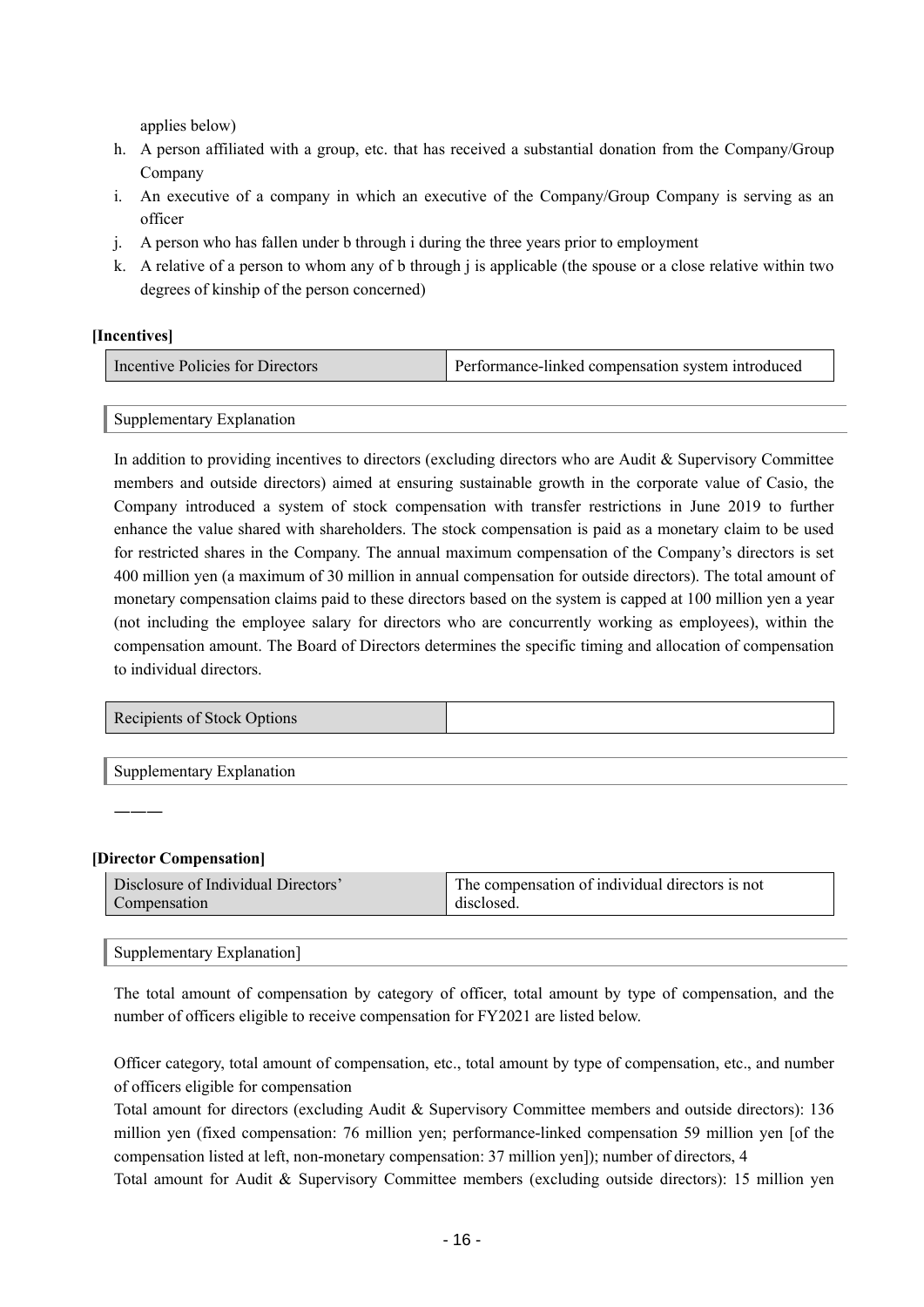applies below)

h. A person affiliated with a group, etc. that has received a substantial donation from the Company/Group Company
i. An executive of a company in which an executive of the Company/Group Company is serving as an officer
j. A person who has fallen under b through i during the three years prior to employment
k. A relative of a person to whom any of b through j is applicable (the spouse or a close relative within two degrees of kinship of the person concerned)

**[Incentives]**

| Incentive Policies for Directors | Performance-linked compensation system introduced |
|---|---|

Supplementary Explanation

In addition to providing incentives to directors (excluding directors who are Audit & Supervisory Committee members and outside directors) aimed at ensuring sustainable growth in the corporate value of Casio, the Company introduced a system of stock compensation with transfer restrictions in June 2019 to further enhance the value shared with shareholders. The stock compensation is paid as a monetary claim to be used for restricted shares in the Company. The annual maximum compensation of the Company's directors is set 400 million yen (a maximum of 30 million in annual compensation for outside directors). The total amount of monetary compensation claims paid to these directors based on the system is capped at 100 million yen a year (not including the employee salary for directors who are concurrently working as employees), within the compensation amount. The Board of Directors determines the specific timing and allocation of compensation to individual directors.

| Recipients of Stock Options | |
|---|---|

Supplementary Explanation

———

**[Director Compensation]**

| Disclosure of Individual Directors' Compensation | The compensation of individual directors is not disclosed. |
|---|---|

Supplementary Explanation]

The total amount of compensation by category of officer, total amount by type of compensation, and the number of officers eligible to receive compensation for FY2021 are listed below.

Officer category, total amount of compensation, etc., total amount by type of compensation, etc., and number of officers eligible for compensation

Total amount for directors (excluding Audit & Supervisory Committee members and outside directors): 136 million yen (fixed compensation: 76 million yen; performance-linked compensation 59 million yen [of the compensation listed at left, non-monetary compensation: 37 million yen]); number of directors, 4

Total amount for Audit & Supervisory Committee members (excluding outside directors): 15 million yen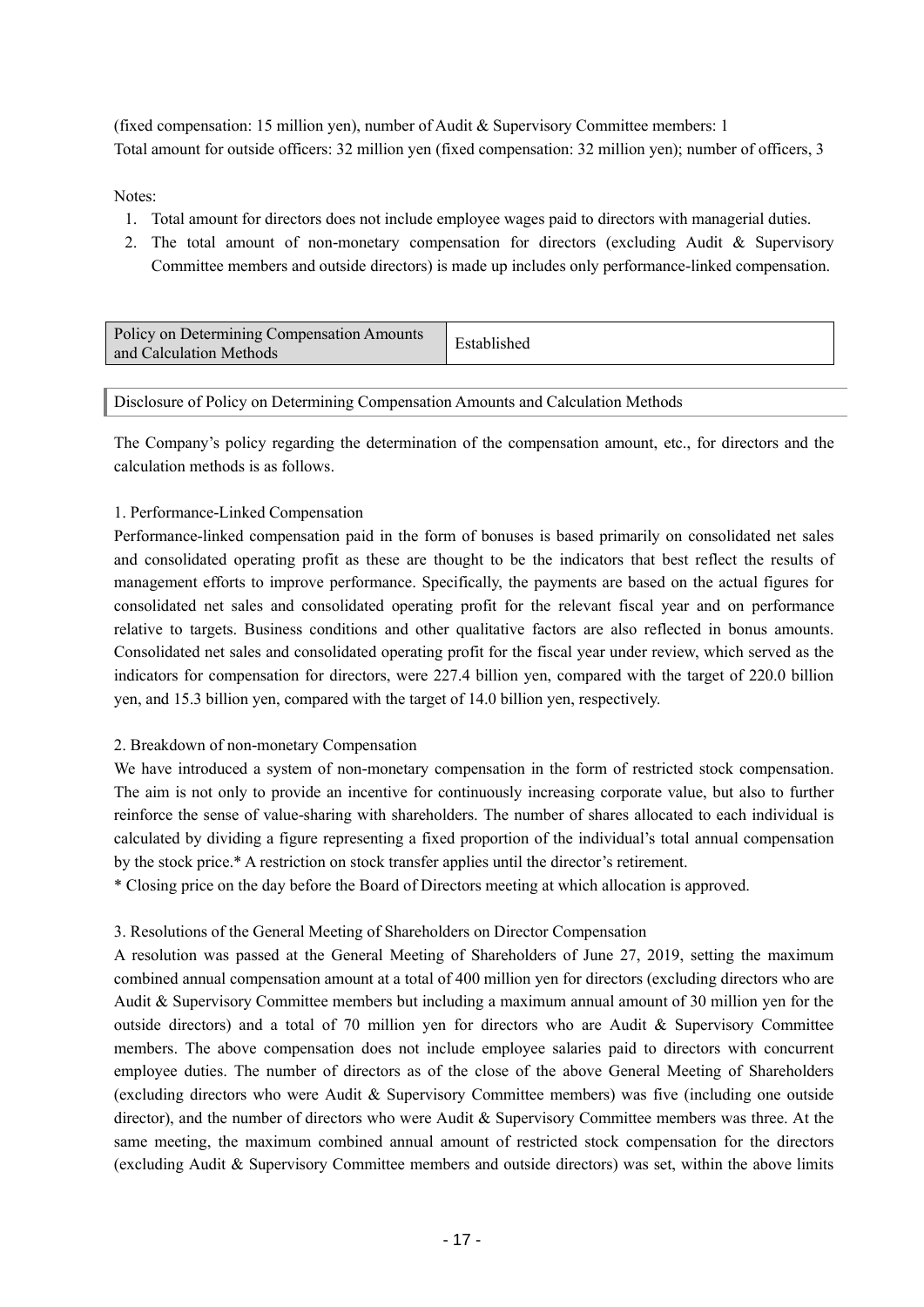(fixed compensation: 15 million yen), number of Audit & Supervisory Committee members: 1
Total amount for outside officers: 32 million yen (fixed compensation: 32 million yen); number of officers, 3

Notes:

1. Total amount for directors does not include employee wages paid to directors with managerial duties.
2. The total amount of non-monetary compensation for directors (excluding Audit & Supervisory Committee members and outside directors) is made up includes only performance-linked compensation.

| Policy on Determining Compensation Amounts and Calculation Methods | Established |
|---|---|

## Disclosure of Policy on Determining Compensation Amounts and Calculation Methods

The Company's policy regarding the determination of the compensation amount, etc., for directors and the calculation methods is as follows.

1. Performance-Linked Compensation
Performance-linked compensation paid in the form of bonuses is based primarily on consolidated net sales and consolidated operating profit as these are thought to be the indicators that best reflect the results of management efforts to improve performance. Specifically, the payments are based on the actual figures for consolidated net sales and consolidated operating profit for the relevant fiscal year and on performance relative to targets. Business conditions and other qualitative factors are also reflected in bonus amounts. Consolidated net sales and consolidated operating profit for the fiscal year under review, which served as the indicators for compensation for directors, were 227.4 billion yen, compared with the target of 220.0 billion yen, and 15.3 billion yen, compared with the target of 14.0 billion yen, respectively.

2. Breakdown of non-monetary Compensation
We have introduced a system of non-monetary compensation in the form of restricted stock compensation. The aim is not only to provide an incentive for continuously increasing corporate value, but also to further reinforce the sense of value-sharing with shareholders. The number of shares allocated to each individual is calculated by dividing a figure representing a fixed proportion of the individual's total annual compensation by the stock price.* A restriction on stock transfer applies until the director's retirement.
* Closing price on the day before the Board of Directors meeting at which allocation is approved.

3. Resolutions of the General Meeting of Shareholders on Director Compensation
A resolution was passed at the General Meeting of Shareholders of June 27, 2019, setting the maximum combined annual compensation amount at a total of 400 million yen for directors (excluding directors who are Audit & Supervisory Committee members but including a maximum annual amount of 30 million yen for the outside directors) and a total of 70 million yen for directors who are Audit & Supervisory Committee members. The above compensation does not include employee salaries paid to directors with concurrent employee duties. The number of directors as of the close of the above General Meeting of Shareholders (excluding directors who were Audit & Supervisory Committee members) was five (including one outside director), and the number of directors who were Audit & Supervisory Committee members was three. At the same meeting, the maximum combined annual amount of restricted stock compensation for the directors (excluding Audit & Supervisory Committee members and outside directors) was set, within the above limits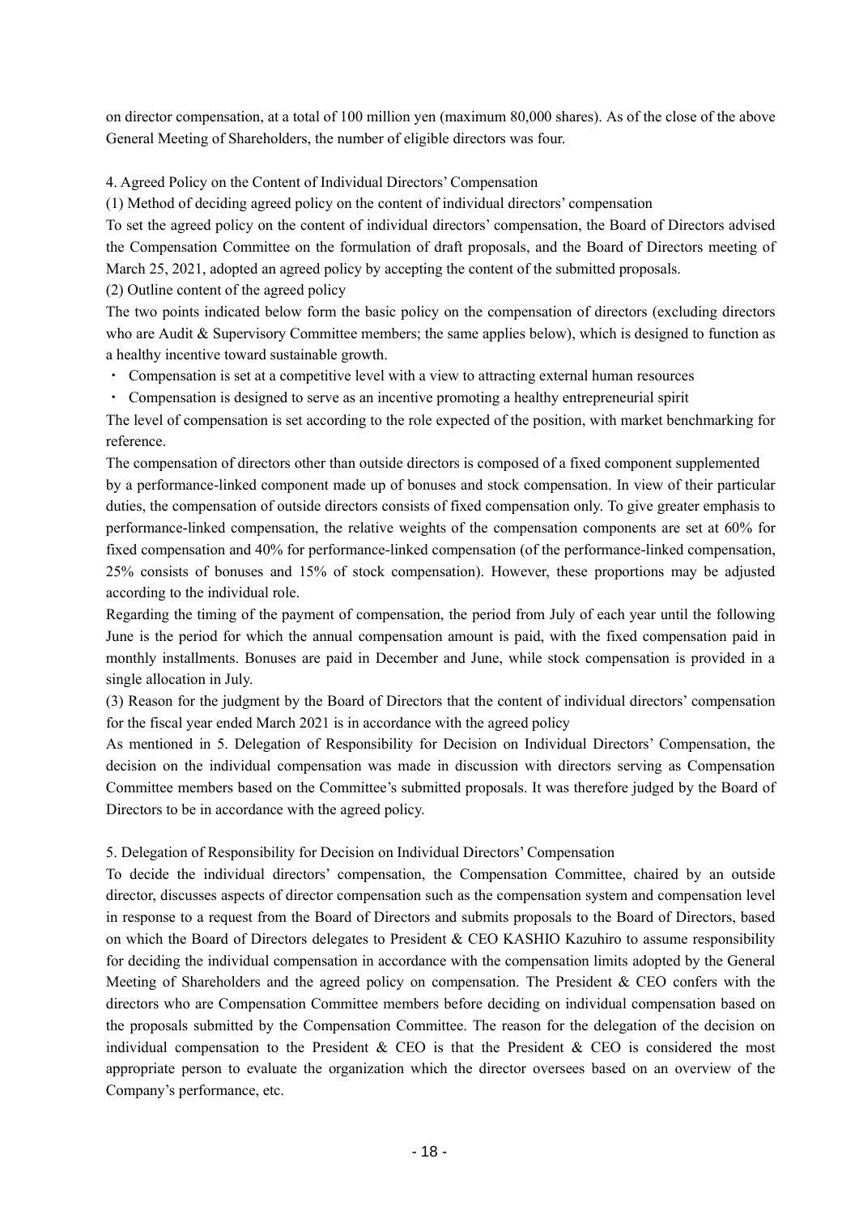on director compensation, at a total of 100 million yen (maximum 80,000 shares). As of the close of the above General Meeting of Shareholders, the number of eligible directors was four.

4. Agreed Policy on the Content of Individual Directors' Compensation

(1) Method of deciding agreed policy on the content of individual directors' compensation

To set the agreed policy on the content of individual directors' compensation, the Board of Directors advised the Compensation Committee on the formulation of draft proposals, and the Board of Directors meeting of March 25, 2021, adopted an agreed policy by accepting the content of the submitted proposals.

(2) Outline content of the agreed policy

The two points indicated below form the basic policy on the compensation of directors (excluding directors who are Audit & Supervisory Committee members; the same applies below), which is designed to function as a healthy incentive toward sustainable growth.

- Compensation is set at a competitive level with a view to attracting external human resources
- Compensation is designed to serve as an incentive promoting a healthy entrepreneurial spirit

The level of compensation is set according to the role expected of the position, with market benchmarking for reference.

The compensation of directors other than outside directors is composed of a fixed component supplemented by a performance-linked component made up of bonuses and stock compensation. In view of their particular duties, the compensation of outside directors consists of fixed compensation only. To give greater emphasis to performance-linked compensation, the relative weights of the compensation components are set at 60% for fixed compensation and 40% for performance-linked compensation (of the performance-linked compensation, 25% consists of bonuses and 15% of stock compensation). However, these proportions may be adjusted according to the individual role.

Regarding the timing of the payment of compensation, the period from July of each year until the following June is the period for which the annual compensation amount is paid, with the fixed compensation paid in monthly installments. Bonuses are paid in December and June, while stock compensation is provided in a single allocation in July.

(3) Reason for the judgment by the Board of Directors that the content of individual directors' compensation for the fiscal year ended March 2021 is in accordance with the agreed policy

As mentioned in 5. Delegation of Responsibility for Decision on Individual Directors' Compensation, the decision on the individual compensation was made in discussion with directors serving as Compensation Committee members based on the Committee's submitted proposals. It was therefore judged by the Board of Directors to be in accordance with the agreed policy.

5. Delegation of Responsibility for Decision on Individual Directors' Compensation

To decide the individual directors' compensation, the Compensation Committee, chaired by an outside director, discusses aspects of director compensation such as the compensation system and compensation level in response to a request from the Board of Directors and submits proposals to the Board of Directors, based on which the Board of Directors delegates to President & CEO KASHIO Kazuhiro to assume responsibility for deciding the individual compensation in accordance with the compensation limits adopted by the General Meeting of Shareholders and the agreed policy on compensation. The President & CEO confers with the directors who are Compensation Committee members before deciding on individual compensation based on the proposals submitted by the Compensation Committee. The reason for the delegation of the decision on individual compensation to the President & CEO is that the President & CEO is considered the most appropriate person to evaluate the organization which the director oversees based on an overview of the Company's performance, etc.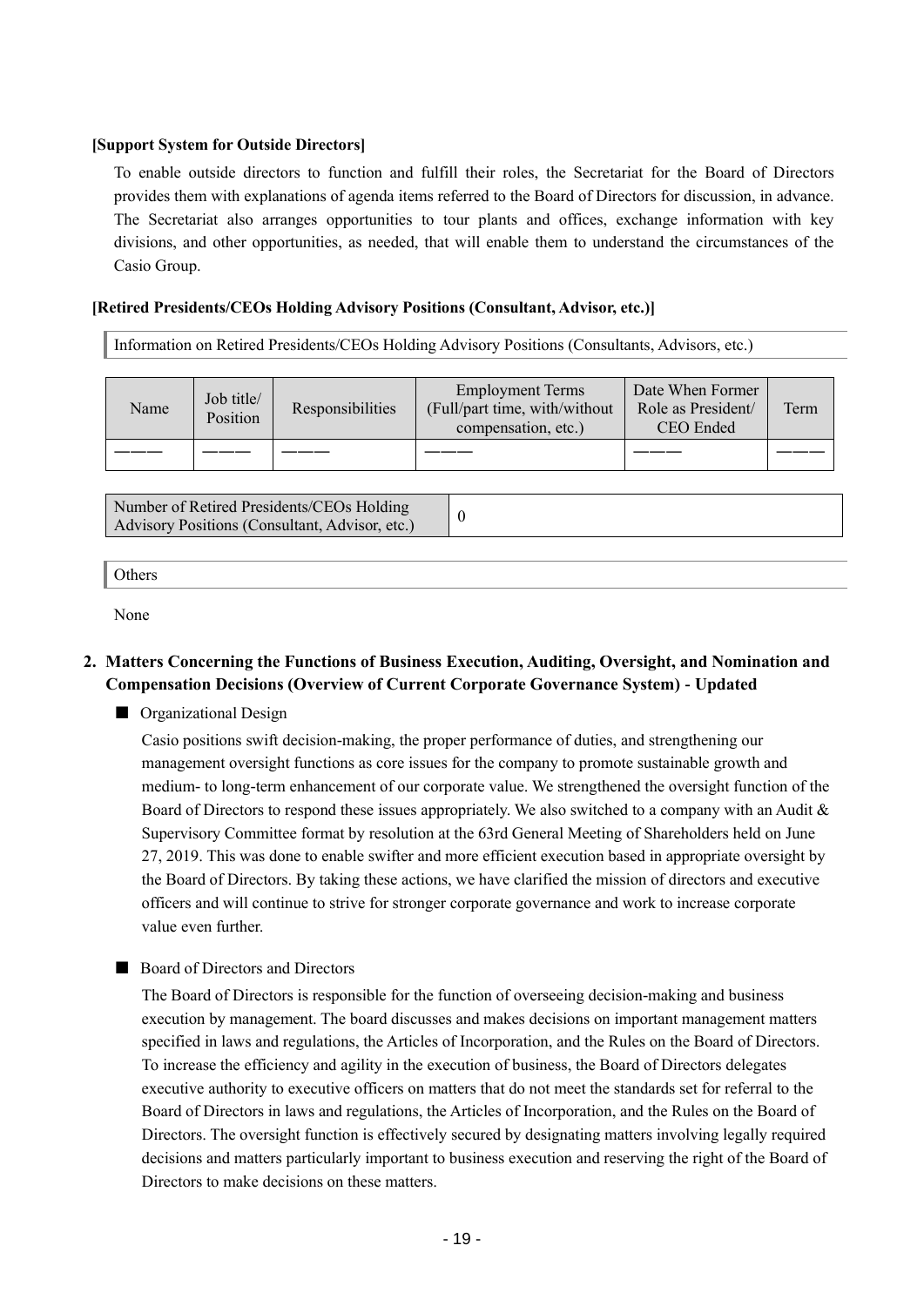**[Support System for Outside Directors]**

To enable outside directors to function and fulfill their roles, the Secretariat for the Board of Directors provides them with explanations of agenda items referred to the Board of Directors for discussion, in advance. The Secretariat also arranges opportunities to tour plants and offices, exchange information with key divisions, and other opportunities, as needed, that will enable them to understand the circumstances of the Casio Group.

**[Retired Presidents/CEOs Holding Advisory Positions (Consultant, Advisor, etc.)]**

Information on Retired Presidents/CEOs Holding Advisory Positions (Consultants, Advisors, etc.)

| Name | Job title/ Position | Responsibilities | Employment Terms (Full/part time, with/without compensation, etc.) | Date When Former Role as President/ CEO Ended | Term |
|---|---|---|---|---|---|
| ——— | ——— | ——— | ——— | ——— | ——— |

| Number of Retired Presidents/CEOs Holding Advisory Positions (Consultant, Advisor, etc.) | 0 |
|---|---|

Others

None

## 2. Matters Concerning the Functions of Business Execution, Auditing, Oversight, and Nomination and Compensation Decisions (Overview of Current Corporate Governance System) - Updated

■ Organizational Design

Casio positions swift decision-making, the proper performance of duties, and strengthening our management oversight functions as core issues for the company to promote sustainable growth and medium- to long-term enhancement of our corporate value. We strengthened the oversight function of the Board of Directors to respond these issues appropriately. We also switched to a company with an Audit & Supervisory Committee format by resolution at the 63rd General Meeting of Shareholders held on June 27, 2019. This was done to enable swifter and more efficient execution based in appropriate oversight by the Board of Directors. By taking these actions, we have clarified the mission of directors and executive officers and will continue to strive for stronger corporate governance and work to increase corporate value even further.

■ Board of Directors and Directors

The Board of Directors is responsible for the function of overseeing decision-making and business execution by management. The board discusses and makes decisions on important management matters specified in laws and regulations, the Articles of Incorporation, and the Rules on the Board of Directors. To increase the efficiency and agility in the execution of business, the Board of Directors delegates executive authority to executive officers on matters that do not meet the standards set for referral to the Board of Directors in laws and regulations, the Articles of Incorporation, and the Rules on the Board of Directors. The oversight function is effectively secured by designating matters involving legally required decisions and matters particularly important to business execution and reserving the right of the Board of Directors to make decisions on these matters.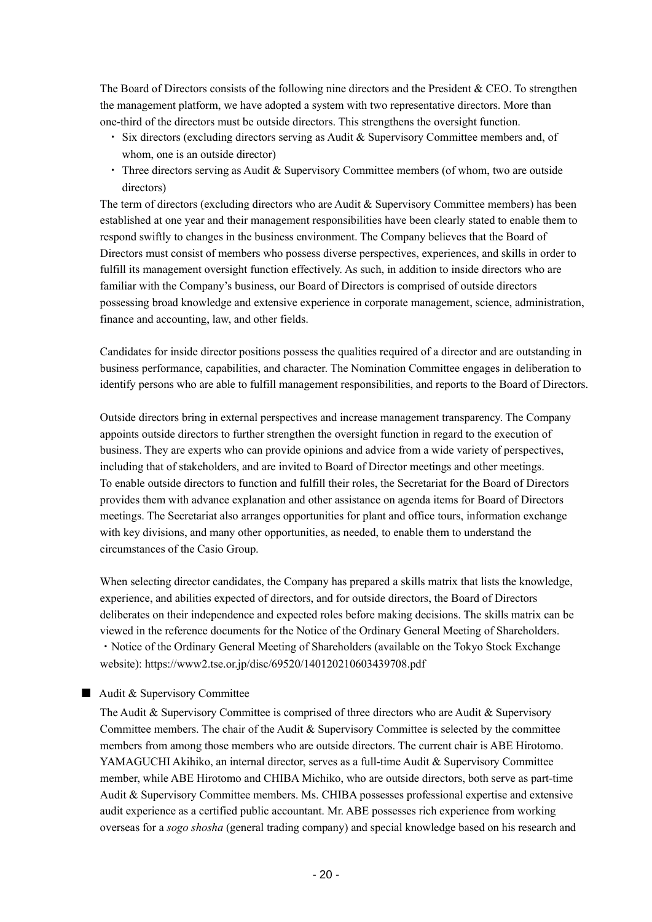The Board of Directors consists of the following nine directors and the President & CEO. To strengthen the management platform, we have adopted a system with two representative directors. More than one-third of the directors must be outside directors. This strengthens the oversight function.

- Six directors (excluding directors serving as Audit & Supervisory Committee members and, of whom, one is an outside director)
- Three directors serving as Audit & Supervisory Committee members (of whom, two are outside directors)

The term of directors (excluding directors who are Audit & Supervisory Committee members) has been established at one year and their management responsibilities have been clearly stated to enable them to respond swiftly to changes in the business environment. The Company believes that the Board of Directors must consist of members who possess diverse perspectives, experiences, and skills in order to fulfill its management oversight function effectively. As such, in addition to inside directors who are familiar with the Company's business, our Board of Directors is comprised of outside directors possessing broad knowledge and extensive experience in corporate management, science, administration, finance and accounting, law, and other fields.

Candidates for inside director positions possess the qualities required of a director and are outstanding in business performance, capabilities, and character. The Nomination Committee engages in deliberation to identify persons who are able to fulfill management responsibilities, and reports to the Board of Directors.

Outside directors bring in external perspectives and increase management transparency. The Company appoints outside directors to further strengthen the oversight function in regard to the execution of business. They are experts who can provide opinions and advice from a wide variety of perspectives, including that of stakeholders, and are invited to Board of Director meetings and other meetings. To enable outside directors to function and fulfill their roles, the Secretariat for the Board of Directors provides them with advance explanation and other assistance on agenda items for Board of Directors meetings. The Secretariat also arranges opportunities for plant and office tours, information exchange with key divisions, and many other opportunities, as needed, to enable them to understand the circumstances of the Casio Group.

When selecting director candidates, the Company has prepared a skills matrix that lists the knowledge, experience, and abilities expected of directors, and for outside directors, the Board of Directors deliberates on their independence and expected roles before making decisions. The skills matrix can be viewed in the reference documents for the Notice of the Ordinary General Meeting of Shareholders.

- Notice of the Ordinary General Meeting of Shareholders (available on the Tokyo Stock Exchange website): https://www2.tse.or.jp/disc/69520/140120210603439708.pdf

■ Audit & Supervisory Committee

The Audit & Supervisory Committee is comprised of three directors who are Audit & Supervisory Committee members. The chair of the Audit & Supervisory Committee is selected by the committee members from among those members who are outside directors. The current chair is ABE Hirotomo. YAMAGUCHI Akihiko, an internal director, serves as a full-time Audit & Supervisory Committee member, while ABE Hirotomo and CHIBA Michiko, who are outside directors, both serve as part-time Audit & Supervisory Committee members. Ms. CHIBA possesses professional expertise and extensive audit experience as a certified public accountant. Mr. ABE possesses rich experience from working overseas for a *sogo shosha* (general trading company) and special knowledge based on his research and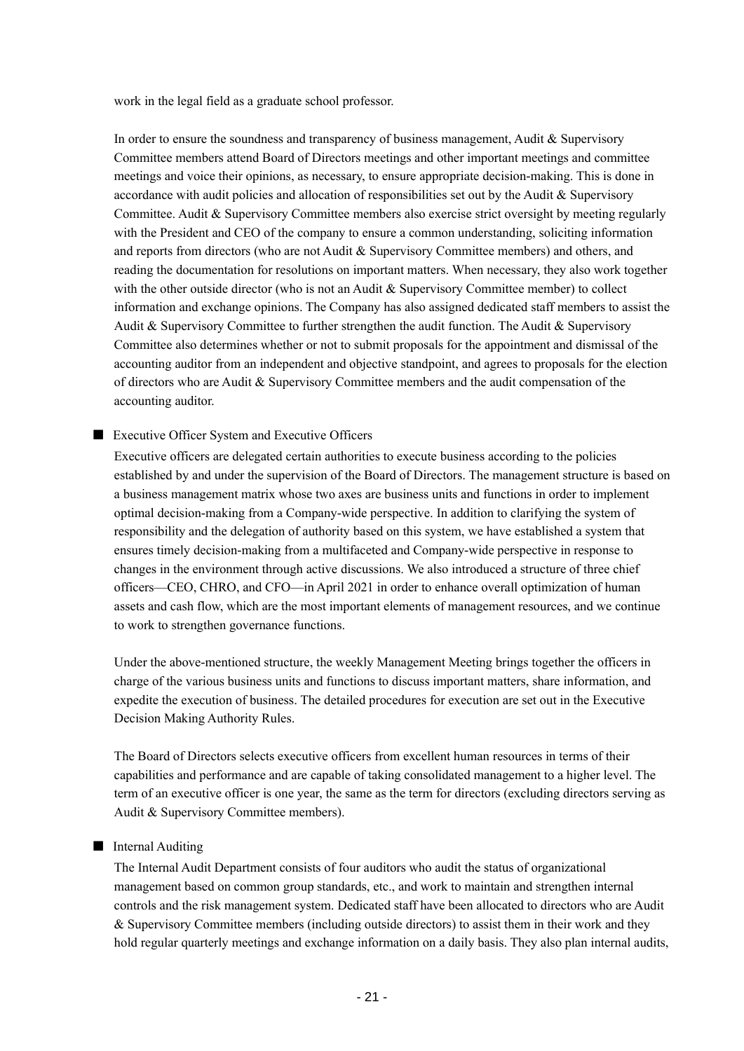work in the legal field as a graduate school professor.

In order to ensure the soundness and transparency of business management, Audit & Supervisory Committee members attend Board of Directors meetings and other important meetings and committee meetings and voice their opinions, as necessary, to ensure appropriate decision-making. This is done in accordance with audit policies and allocation of responsibilities set out by the Audit & Supervisory Committee. Audit & Supervisory Committee members also exercise strict oversight by meeting regularly with the President and CEO of the company to ensure a common understanding, soliciting information and reports from directors (who are not Audit & Supervisory Committee members) and others, and reading the documentation for resolutions on important matters. When necessary, they also work together with the other outside director (who is not an Audit & Supervisory Committee member) to collect information and exchange opinions. The Company has also assigned dedicated staff members to assist the Audit & Supervisory Committee to further strengthen the audit function. The Audit & Supervisory Committee also determines whether or not to submit proposals for the appointment and dismissal of the accounting auditor from an independent and objective standpoint, and agrees to proposals for the election of directors who are Audit & Supervisory Committee members and the audit compensation of the accounting auditor.

■ Executive Officer System and Executive Officers

Executive officers are delegated certain authorities to execute business according to the policies established by and under the supervision of the Board of Directors. The management structure is based on a business management matrix whose two axes are business units and functions in order to implement optimal decision-making from a Company-wide perspective. In addition to clarifying the system of responsibility and the delegation of authority based on this system, we have established a system that ensures timely decision-making from a multifaceted and Company-wide perspective in response to changes in the environment through active discussions. We also introduced a structure of three chief officers—CEO, CHRO, and CFO—in April 2021 in order to enhance overall optimization of human assets and cash flow, which are the most important elements of management resources, and we continue to work to strengthen governance functions.

Under the above-mentioned structure, the weekly Management Meeting brings together the officers in charge of the various business units and functions to discuss important matters, share information, and expedite the execution of business. The detailed procedures for execution are set out in the Executive Decision Making Authority Rules.

The Board of Directors selects executive officers from excellent human resources in terms of their capabilities and performance and are capable of taking consolidated management to a higher level. The term of an executive officer is one year, the same as the term for directors (excluding directors serving as Audit & Supervisory Committee members).

■ Internal Auditing

The Internal Audit Department consists of four auditors who audit the status of organizational management based on common group standards, etc., and work to maintain and strengthen internal controls and the risk management system. Dedicated staff have been allocated to directors who are Audit & Supervisory Committee members (including outside directors) to assist them in their work and they hold regular quarterly meetings and exchange information on a daily basis. They also plan internal audits,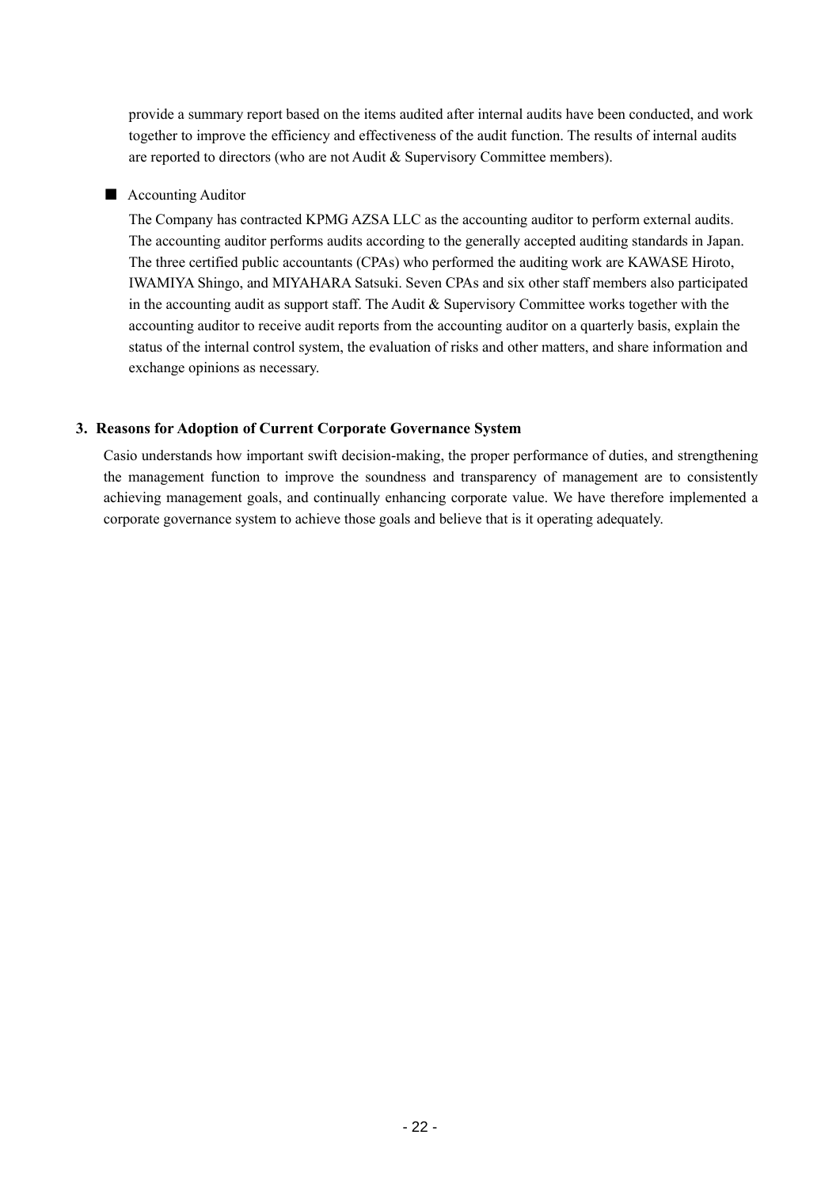provide a summary report based on the items audited after internal audits have been conducted, and work together to improve the efficiency and effectiveness of the audit function. The results of internal audits are reported to directors (who are not Audit & Supervisory Committee members).

■ Accounting Auditor

The Company has contracted KPMG AZSA LLC as the accounting auditor to perform external audits. The accounting auditor performs audits according to the generally accepted auditing standards in Japan. The three certified public accountants (CPAs) who performed the auditing work are KAWASE Hiroto, IWAMIYA Shingo, and MIYAHARA Satsuki. Seven CPAs and six other staff members also participated in the accounting audit as support staff. The Audit & Supervisory Committee works together with the accounting auditor to receive audit reports from the accounting auditor on a quarterly basis, explain the status of the internal control system, the evaluation of risks and other matters, and share information and exchange opinions as necessary.

### 3. Reasons for Adoption of Current Corporate Governance System

Casio understands how important swift decision-making, the proper performance of duties, and strengthening the management function to improve the soundness and transparency of management are to consistently achieving management goals, and continually enhancing corporate value. We have therefore implemented a corporate governance system to achieve those goals and believe that is it operating adequately.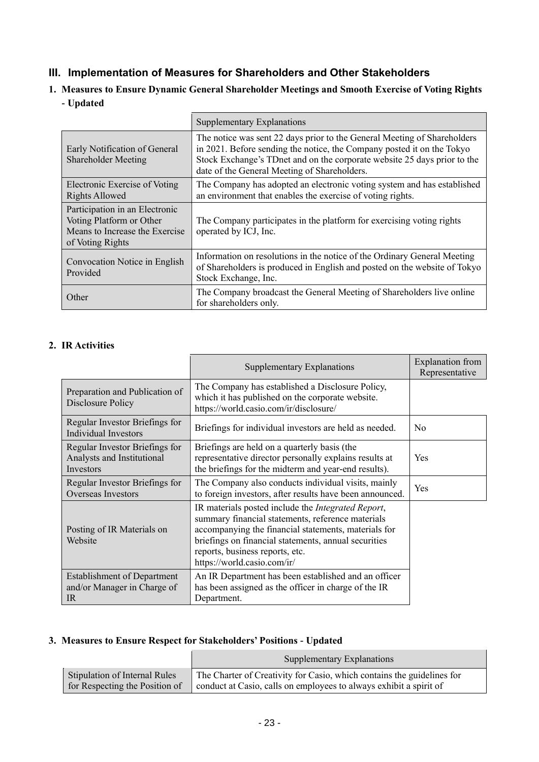## III. Implementation of Measures for Shareholders and Other Stakeholders

### 1. Measures to Ensure Dynamic General Shareholder Meetings and Smooth Exercise of Voting Rights - Updated

| | Supplementary Explanations |
|---|---|
| Early Notification of General Shareholder Meeting | The notice was sent 22 days prior to the General Meeting of Shareholders in 2021. Before sending the notice, the Company posted it on the Tokyo Stock Exchange's TDnet and on the corporate website 25 days prior to the date of the General Meeting of Shareholders. |
| Electronic Exercise of Voting Rights Allowed | The Company has adopted an electronic voting system and has established an environment that enables the exercise of voting rights. |
| Participation in an Electronic Voting Platform or Other Means to Increase the Exercise of Voting Rights | The Company participates in the platform for exercising voting rights operated by ICJ, Inc. |
| Convocation Notice in English Provided | Information on resolutions in the notice of the Ordinary General Meeting of Shareholders is produced in English and posted on the website of Tokyo Stock Exchange, Inc. |
| Other | The Company broadcast the General Meeting of Shareholders live online for shareholders only. |

### 2. IR Activities

| | Supplementary Explanations | Explanation from Representative |
|---|---|---|
| Preparation and Publication of Disclosure Policy | The Company has established a Disclosure Policy, which it has published on the corporate website. https://world.casio.com/ir/disclosure/ | |
| Regular Investor Briefings for Individual Investors | Briefings for individual investors are held as needed. | No |
| Regular Investor Briefings for Analysts and Institutional Investors | Briefings are held on a quarterly basis (the representative director personally explains results at the briefings for the midterm and year-end results). | Yes |
| Regular Investor Briefings for Overseas Investors | The Company also conducts individual visits, mainly to foreign investors, after results have been announced. | Yes |
| Posting of IR Materials on Website | IR materials posted include the *Integrated Report*, summary financial statements, reference materials accompanying the financial statements, materials for briefings on financial statements, annual securities reports, business reports, etc. https://world.casio.com/ir/ | |
| Establishment of Department and/or Manager in Charge of IR | An IR Department has been established and an officer has been assigned as the officer in charge of the IR Department. | |

### 3. Measures to Ensure Respect for Stakeholders' Positions - Updated

| | Supplementary Explanations |
|---|---|
| Stipulation of Internal Rules for Respecting the Position of | The Charter of Creativity for Casio, which contains the guidelines for conduct at Casio, calls on employees to always exhibit a spirit of |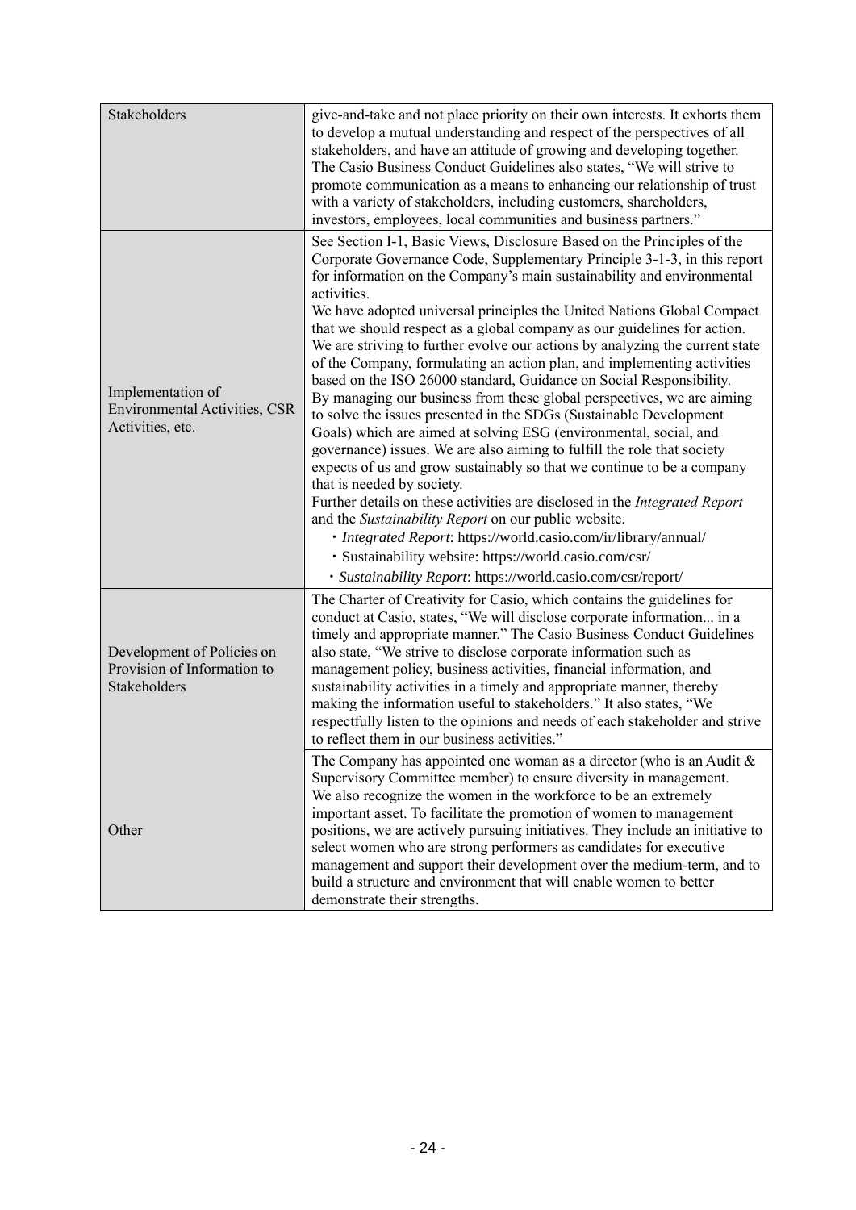| | |
|---|---|
| Stakeholders | give-and-take and not place priority on their own interests. It exhorts them to develop a mutual understanding and respect of the perspectives of all stakeholders, and have an attitude of growing and developing together. The Casio Business Conduct Guidelines also states, "We will strive to promote communication as a means to enhancing our relationship of trust with a variety of stakeholders, including customers, shareholders, investors, employees, local communities and business partners." |
| Implementation of Environmental Activities, CSR Activities, etc. | See Section I-1, Basic Views, Disclosure Based on the Principles of the Corporate Governance Code, Supplementary Principle 3-1-3, in this report for information on the Company's main sustainability and environmental activities.<br>We have adopted universal principles the United Nations Global Compact that we should respect as a global company as our guidelines for action. We are striving to further evolve our actions by analyzing the current state of the Company, formulating an action plan, and implementing activities based on the ISO 26000 standard, Guidance on Social Responsibility.<br>By managing our business from these global perspectives, we are aiming to solve the issues presented in the SDGs (Sustainable Development Goals) which are aimed at solving ESG (environmental, social, and governance) issues. We are also aiming to fulfill the role that society expects of us and grow sustainably so that we continue to be a company that is needed by society.<br>Further details on these activities are disclosed in the *Integrated Report* and the *Sustainability Report* on our public website.<br>・*Integrated Report*: https://world.casio.com/ir/library/annual/<br>・Sustainability website: https://world.casio.com/csr/<br>・*Sustainability Report*: https://world.casio.com/csr/report/ |
| Development of Policies on Provision of Information to Stakeholders | The Charter of Creativity for Casio, which contains the guidelines for conduct at Casio, states, "We will disclose corporate information... in a timely and appropriate manner." The Casio Business Conduct Guidelines also state, "We strive to disclose corporate information such as management policy, business activities, financial information, and sustainability activities in a timely and appropriate manner, thereby making the information useful to stakeholders." It also states, "We respectfully listen to the opinions and needs of each stakeholder and strive to reflect them in our business activities." |
| Other | The Company has appointed one woman as a director (who is an Audit & Supervisory Committee member) to ensure diversity in management.<br>We also recognize the women in the workforce to be an extremely important asset. To facilitate the promotion of women to management positions, we are actively pursuing initiatives. They include an initiative to select women who are strong performers as candidates for executive management and support their development over the medium-term, and to build a structure and environment that will enable women to better demonstrate their strengths. |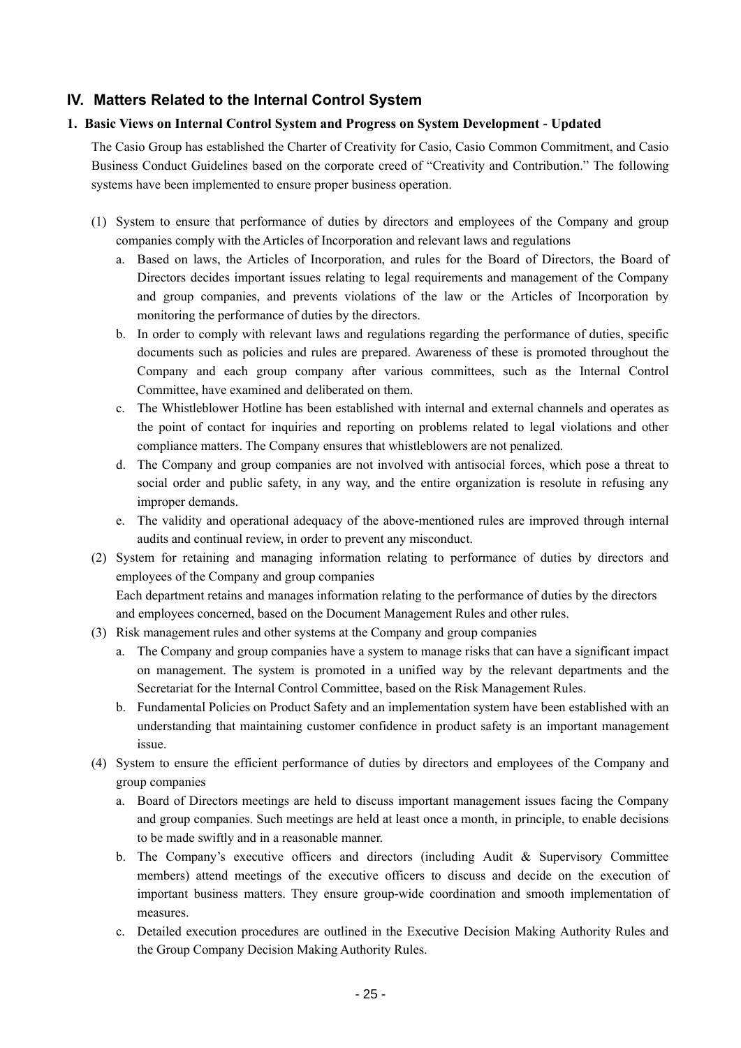## IV. Matters Related to the Internal Control System

### 1. Basic Views on Internal Control System and Progress on System Development - Updated

The Casio Group has established the Charter of Creativity for Casio, Casio Common Commitment, and Casio Business Conduct Guidelines based on the corporate creed of "Creativity and Contribution." The following systems have been implemented to ensure proper business operation.

(1) System to ensure that performance of duties by directors and employees of the Company and group companies comply with the Articles of Incorporation and relevant laws and regulations

a. Based on laws, the Articles of Incorporation, and rules for the Board of Directors, the Board of Directors decides important issues relating to legal requirements and management of the Company and group companies, and prevents violations of the law or the Articles of Incorporation by monitoring the performance of duties by the directors.

b. In order to comply with relevant laws and regulations regarding the performance of duties, specific documents such as policies and rules are prepared. Awareness of these is promoted throughout the Company and each group company after various committees, such as the Internal Control Committee, have examined and deliberated on them.

c. The Whistleblower Hotline has been established with internal and external channels and operates as the point of contact for inquiries and reporting on problems related to legal violations and other compliance matters. The Company ensures that whistleblowers are not penalized.

d. The Company and group companies are not involved with antisocial forces, which pose a threat to social order and public safety, in any way, and the entire organization is resolute in refusing any improper demands.

e. The validity and operational adequacy of the above-mentioned rules are improved through internal audits and continual review, in order to prevent any misconduct.

(2) System for retaining and managing information relating to performance of duties by directors and employees of the Company and group companies

Each department retains and manages information relating to the performance of duties by the directors and employees concerned, based on the Document Management Rules and other rules.

(3) Risk management rules and other systems at the Company and group companies

a. The Company and group companies have a system to manage risks that can have a significant impact on management. The system is promoted in a unified way by the relevant departments and the Secretariat for the Internal Control Committee, based on the Risk Management Rules.

b. Fundamental Policies on Product Safety and an implementation system have been established with an understanding that maintaining customer confidence in product safety is an important management issue.

(4) System to ensure the efficient performance of duties by directors and employees of the Company and group companies

a. Board of Directors meetings are held to discuss important management issues facing the Company and group companies. Such meetings are held at least once a month, in principle, to enable decisions to be made swiftly and in a reasonable manner.

b. The Company's executive officers and directors (including Audit & Supervisory Committee members) attend meetings of the executive officers to discuss and decide on the execution of important business matters. They ensure group-wide coordination and smooth implementation of measures.

c. Detailed execution procedures are outlined in the Executive Decision Making Authority Rules and the Group Company Decision Making Authority Rules.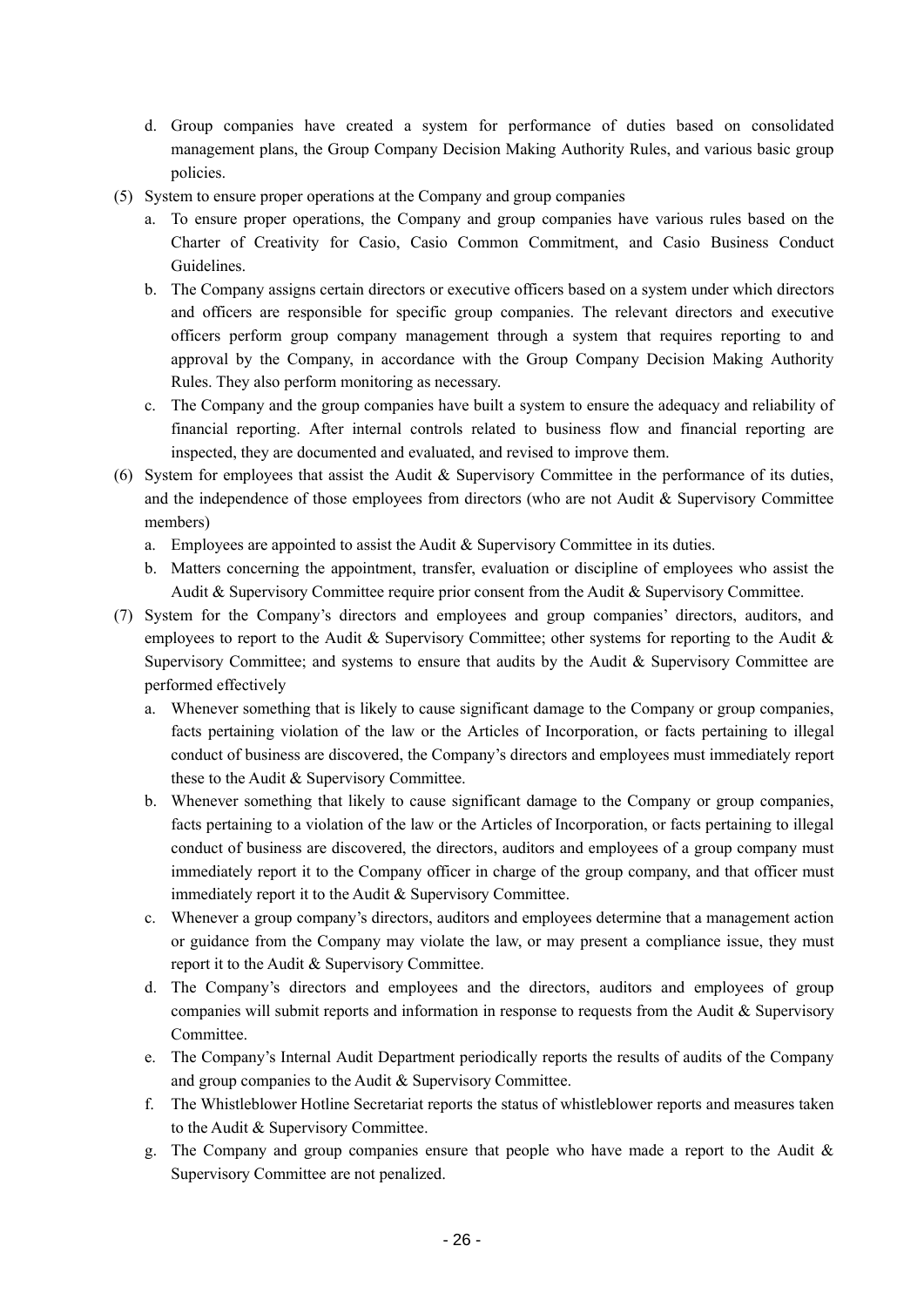d. Group companies have created a system for performance of duties based on consolidated management plans, the Group Company Decision Making Authority Rules, and various basic group policies.

(5) System to ensure proper operations at the Company and group companies

a. To ensure proper operations, the Company and group companies have various rules based on the Charter of Creativity for Casio, Casio Common Commitment, and Casio Business Conduct Guidelines.

b. The Company assigns certain directors or executive officers based on a system under which directors and officers are responsible for specific group companies. The relevant directors and executive officers perform group company management through a system that requires reporting to and approval by the Company, in accordance with the Group Company Decision Making Authority Rules. They also perform monitoring as necessary.

c. The Company and the group companies have built a system to ensure the adequacy and reliability of financial reporting. After internal controls related to business flow and financial reporting are inspected, they are documented and evaluated, and revised to improve them.

(6) System for employees that assist the Audit & Supervisory Committee in the performance of its duties, and the independence of those employees from directors (who are not Audit & Supervisory Committee members)

a. Employees are appointed to assist the Audit & Supervisory Committee in its duties.

b. Matters concerning the appointment, transfer, evaluation or discipline of employees who assist the Audit & Supervisory Committee require prior consent from the Audit & Supervisory Committee.

(7) System for the Company's directors and employees and group companies' directors, auditors, and employees to report to the Audit & Supervisory Committee; other systems for reporting to the Audit & Supervisory Committee; and systems to ensure that audits by the Audit & Supervisory Committee are performed effectively

a. Whenever something that is likely to cause significant damage to the Company or group companies, facts pertaining violation of the law or the Articles of Incorporation, or facts pertaining to illegal conduct of business are discovered, the Company's directors and employees must immediately report these to the Audit & Supervisory Committee.

b. Whenever something that likely to cause significant damage to the Company or group companies, facts pertaining to a violation of the law or the Articles of Incorporation, or facts pertaining to illegal conduct of business are discovered, the directors, auditors and employees of a group company must immediately report it to the Company officer in charge of the group company, and that officer must immediately report it to the Audit & Supervisory Committee.

c. Whenever a group company's directors, auditors and employees determine that a management action or guidance from the Company may violate the law, or may present a compliance issue, they must report it to the Audit & Supervisory Committee.

d. The Company's directors and employees and the directors, auditors and employees of group companies will submit reports and information in response to requests from the Audit & Supervisory Committee.

e. The Company's Internal Audit Department periodically reports the results of audits of the Company and group companies to the Audit & Supervisory Committee.

f. The Whistleblower Hotline Secretariat reports the status of whistleblower reports and measures taken to the Audit & Supervisory Committee.

g. The Company and group companies ensure that people who have made a report to the Audit & Supervisory Committee are not penalized.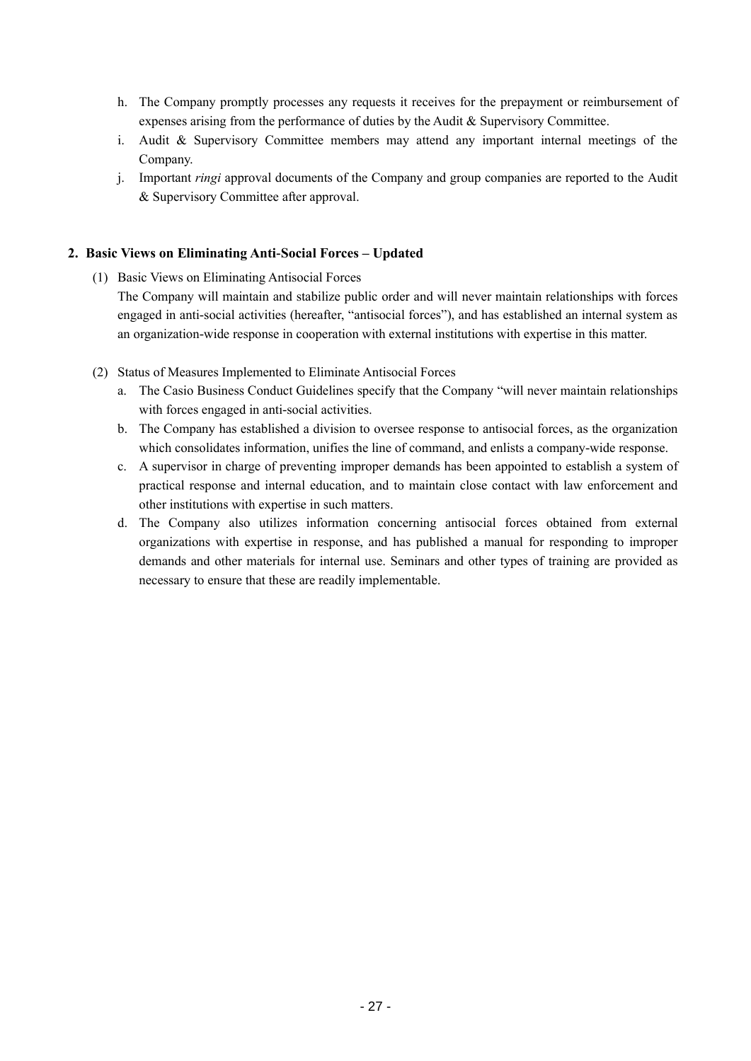h. The Company promptly processes any requests it receives for the prepayment or reimbursement of expenses arising from the performance of duties by the Audit & Supervisory Committee.
i. Audit & Supervisory Committee members may attend any important internal meetings of the Company.
j. Important *ringi* approval documents of the Company and group companies are reported to the Audit & Supervisory Committee after approval.

## 2. Basic Views on Eliminating Anti-Social Forces – Updated

(1) Basic Views on Eliminating Antisocial Forces

The Company will maintain and stabilize public order and will never maintain relationships with forces engaged in anti-social activities (hereafter, "antisocial forces"), and has established an internal system as an organization-wide response in cooperation with external institutions with expertise in this matter.

(2) Status of Measures Implemented to Eliminate Antisocial Forces

a. The Casio Business Conduct Guidelines specify that the Company "will never maintain relationships with forces engaged in anti-social activities.
b. The Company has established a division to oversee response to antisocial forces, as the organization which consolidates information, unifies the line of command, and enlists a company-wide response.
c. A supervisor in charge of preventing improper demands has been appointed to establish a system of practical response and internal education, and to maintain close contact with law enforcement and other institutions with expertise in such matters.
d. The Company also utilizes information concerning antisocial forces obtained from external organizations with expertise in response, and has published a manual for responding to improper demands and other materials for internal use. Seminars and other types of training are provided as necessary to ensure that these are readily implementable.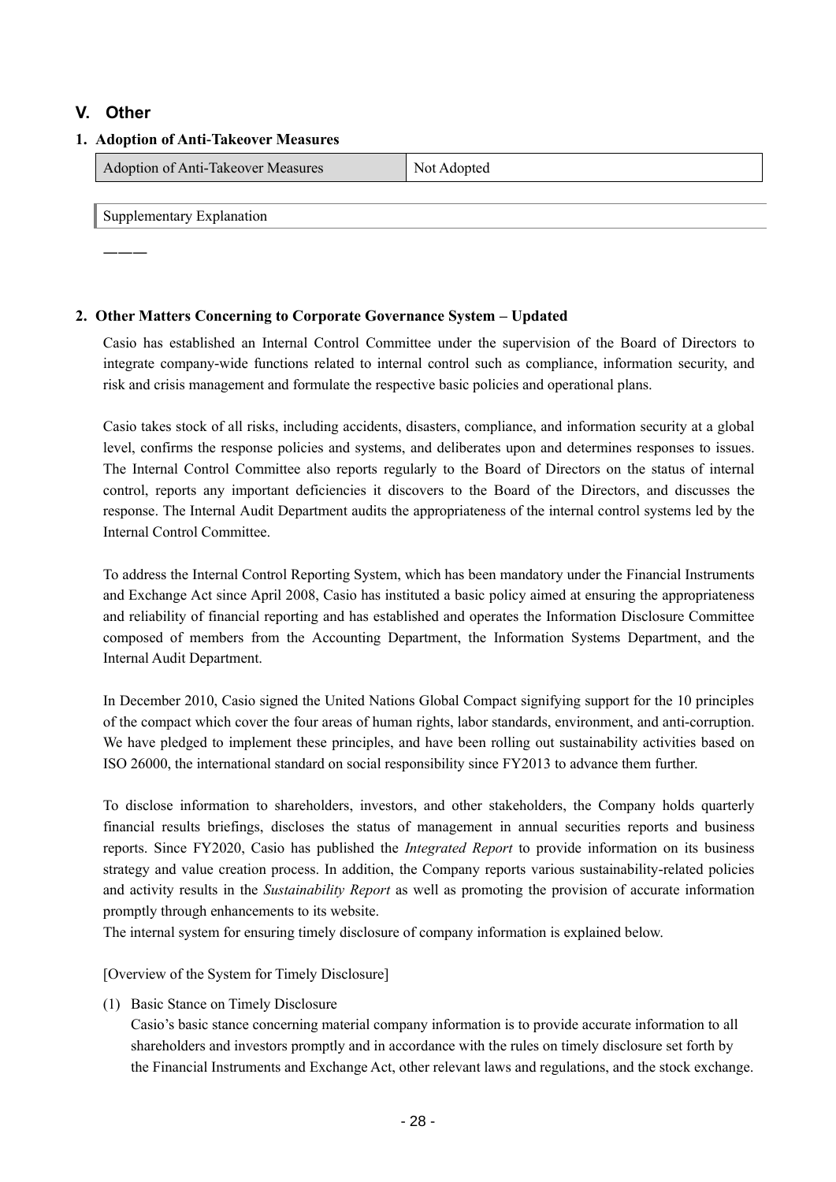## V. Other

### 1. Adoption of Anti-Takeover Measures

| Adoption of Anti-Takeover Measures | Not Adopted |
|---|---|

Supplementary Explanation

———

### 2. Other Matters Concerning to Corporate Governance System – Updated

Casio has established an Internal Control Committee under the supervision of the Board of Directors to integrate company-wide functions related to internal control such as compliance, information security, and risk and crisis management and formulate the respective basic policies and operational plans.

Casio takes stock of all risks, including accidents, disasters, compliance, and information security at a global level, confirms the response policies and systems, and deliberates upon and determines responses to issues. The Internal Control Committee also reports regularly to the Board of Directors on the status of internal control, reports any important deficiencies it discovers to the Board of the Directors, and discusses the response. The Internal Audit Department audits the appropriateness of the internal control systems led by the Internal Control Committee.

To address the Internal Control Reporting System, which has been mandatory under the Financial Instruments and Exchange Act since April 2008, Casio has instituted a basic policy aimed at ensuring the appropriateness and reliability of financial reporting and has established and operates the Information Disclosure Committee composed of members from the Accounting Department, the Information Systems Department, and the Internal Audit Department.

In December 2010, Casio signed the United Nations Global Compact signifying support for the 10 principles of the compact which cover the four areas of human rights, labor standards, environment, and anti-corruption. We have pledged to implement these principles, and have been rolling out sustainability activities based on ISO 26000, the international standard on social responsibility since FY2013 to advance them further.

To disclose information to shareholders, investors, and other stakeholders, the Company holds quarterly financial results briefings, discloses the status of management in annual securities reports and business reports. Since FY2020, Casio has published the *Integrated Report* to provide information on its business strategy and value creation process. In addition, the Company reports various sustainability-related policies and activity results in the *Sustainability Report* as well as promoting the provision of accurate information promptly through enhancements to its website.
The internal system for ensuring timely disclosure of company information is explained below.

[Overview of the System for Timely Disclosure]

(1) Basic Stance on Timely Disclosure
Casio's basic stance concerning material company information is to provide accurate information to all shareholders and investors promptly and in accordance with the rules on timely disclosure set forth by the Financial Instruments and Exchange Act, other relevant laws and regulations, and the stock exchange.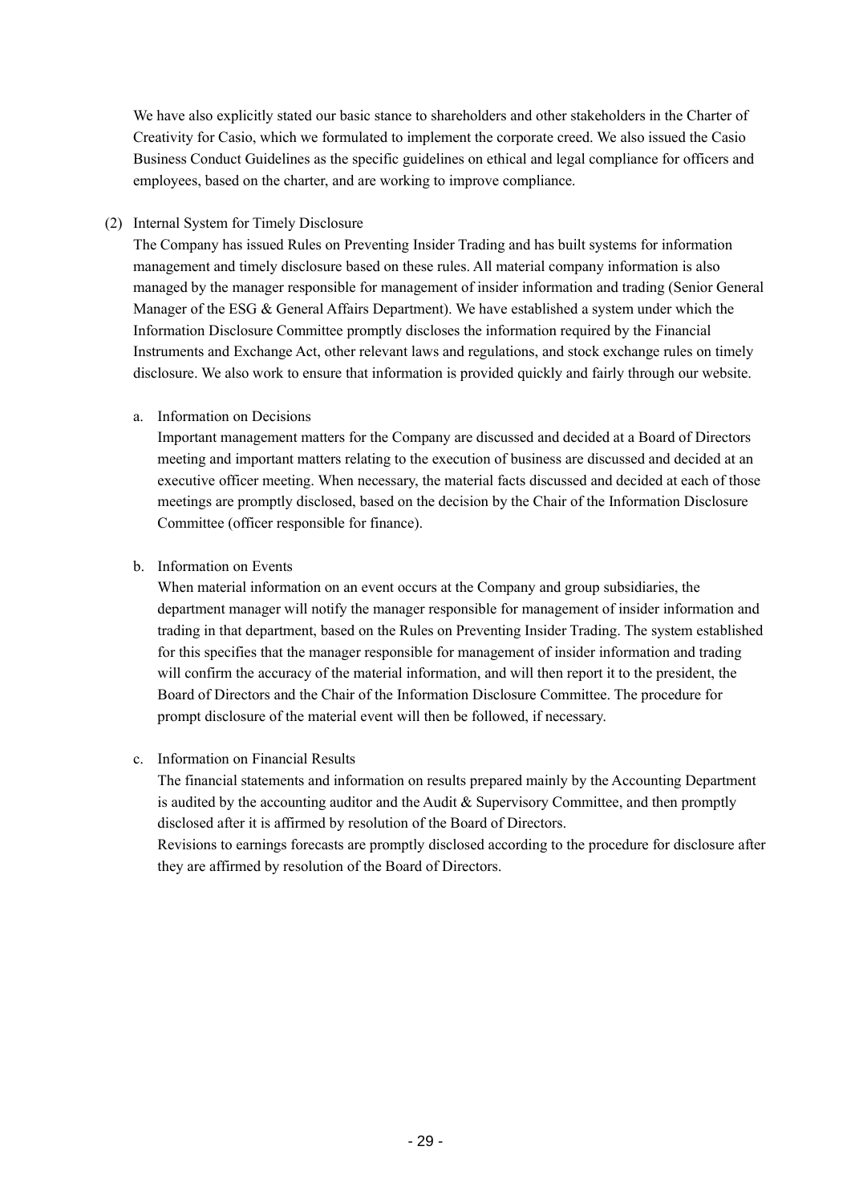We have also explicitly stated our basic stance to shareholders and other stakeholders in the Charter of Creativity for Casio, which we formulated to implement the corporate creed. We also issued the Casio Business Conduct Guidelines as the specific guidelines on ethical and legal compliance for officers and employees, based on the charter, and are working to improve compliance.

(2) Internal System for Timely Disclosure

The Company has issued Rules on Preventing Insider Trading and has built systems for information management and timely disclosure based on these rules. All material company information is also managed by the manager responsible for management of insider information and trading (Senior General Manager of the ESG & General Affairs Department). We have established a system under which the Information Disclosure Committee promptly discloses the information required by the Financial Instruments and Exchange Act, other relevant laws and regulations, and stock exchange rules on timely disclosure. We also work to ensure that information is provided quickly and fairly through our website.

a. Information on Decisions

Important management matters for the Company are discussed and decided at a Board of Directors meeting and important matters relating to the execution of business are discussed and decided at an executive officer meeting. When necessary, the material facts discussed and decided at each of those meetings are promptly disclosed, based on the decision by the Chair of the Information Disclosure Committee (officer responsible for finance).

b. Information on Events

When material information on an event occurs at the Company and group subsidiaries, the department manager will notify the manager responsible for management of insider information and trading in that department, based on the Rules on Preventing Insider Trading. The system established for this specifies that the manager responsible for management of insider information and trading will confirm the accuracy of the material information, and will then report it to the president, the Board of Directors and the Chair of the Information Disclosure Committee. The procedure for prompt disclosure of the material event will then be followed, if necessary.

c. Information on Financial Results

The financial statements and information on results prepared mainly by the Accounting Department is audited by the accounting auditor and the Audit & Supervisory Committee, and then promptly disclosed after it is affirmed by resolution of the Board of Directors.

Revisions to earnings forecasts are promptly disclosed according to the procedure for disclosure after they are affirmed by resolution of the Board of Directors.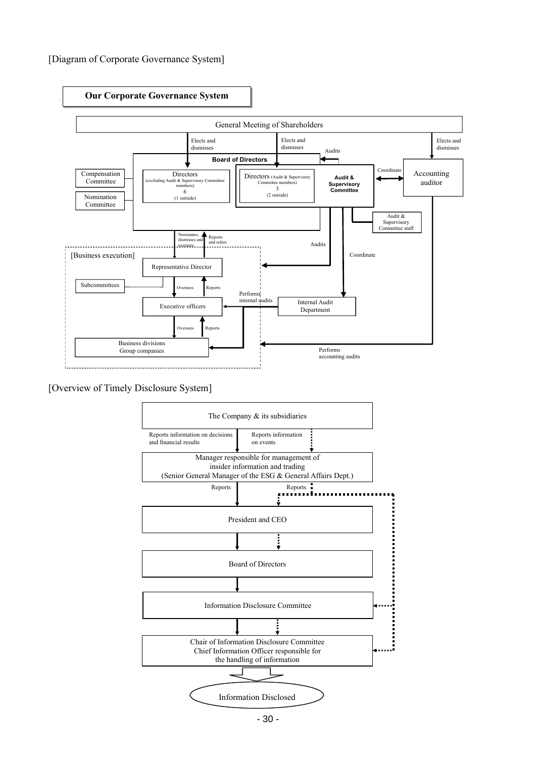[Diagram of Corporate Governance System]

**Our Corporate Governance System**

General Meeting of Shareholders

Elects and dismisses

Elects and dismisses

Elects and dismisses

Audits

**Board of Directors**

Compensation Committee

Nomination Committee

Directors
(excluding Audit & Supervisory Committee members)
6
(1 outside)

Directors (Audit & Supervisory Committee members)
3
(2 outside)

**Audit & Supervisory Committee**

Coordinate

Accounting auditor

Audit & Supervisory Committee staff

Nominates, dismisses and oversees

Reports and refers

Audits

Coordinate

[Business execution]

Representative Director

Subcommittees

Oversees

Reports

Performs internal audits

Executive officers

Internal Audit Department

Oversees

Reports

Business divisions
Group companies

Performs accounting audits

[Overview of Timely Disclosure System]

The Company & its subsidiaries

Reports information on decisions and financial results

Reports information on events

Manager responsible for management of insider information and trading
(Senior General Manager of the ESG & General Affairs Dept.)

Reports

Reports

President and CEO

Board of Directors

Information Disclosure Committee

Chair of Information Disclosure Committee
Chief Information Officer responsible for the handling of information

Information Disclosed